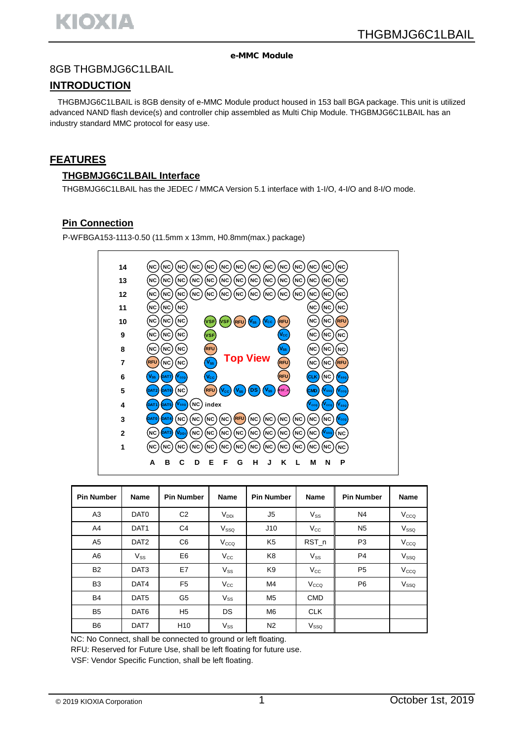**e-MMC Module**

8GB THGBMJG6C1LBAIL

## INTRODUCTION

THGBMJG6C1LBAIL is 8GB density of e-MMC Module product housed in 153 ball BGA package. This unit is utilized advanced NAND flash device(s) and controller chip assembled as Multi Chip Module. THGBMJG6C1LBAIL has an industry standard MMC protocol for easy use.

## FEATURES

### THGBMJG6C1LBAIL Interface

THGBMJG6C1LBAIL has the JEDEC / MMCA Version 5.1 interface with 1-I/O, 4-I/O and 8-I/O mode.

### Pin Connection

P-WFBGA153-1113-0.50 (11.5mm x 13mm, H0.8mm(max.) package)

| | A | B | C | D | E | F | G | H | J | K | L | M | N | P |
|---|---|---|---|---|---|---|---|---|---|---|---|---|---|---|
| 14 | NC | NC | NC | NC | NC | NC | NC | NC | NC | NC | NC | NC | NC | NC |
| 13 | NC | NC | NC | NC | NC | NC | NC | NC | NC | NC | NC | NC | NC | NC |
| 12 | NC | NC | NC | NC | NC | NC | NC | NC | NC | NC | NC | NC | NC | NC |
| 11 | NC | NC | NC | | | | | | | | | NC | NC | NC |
| 10 | NC | NC | NC | | VSF | VSF | RFU | $V_{SS}$ | $V_{CC}$ | RFU | | NC | NC | RFU |
| 9 | NC | NC | NC | | VSF | | | | $V_{CC}$ | | | NC | NC | NC |
| 8 | NC | NC | NC | | RFU | | | | $V_{SS}$ | | | NC | NC | NC |
| 7 | RFU | NC | NC | | $V_{SS}$ | | | | RFU | | | NC | NC | RFU |
| 6 | $V_{SS}$ | DAT7 | $V_{CCQ}$ | | $V_{CC}$ | | | | RFU | | | CLK | NC | $V_{SSQ}$ |
| 5 | DAT2 | DAT6 | NC | | RFU | $V_{CC}$ | $V_{SS}$ | DS | $V_{SS}$ | RST_n | | CMD | $V_{SSQ}$ | $V_{CCQ}$ |
| 4 | DAT1 | DAT5 | $V_{SSQ}$ | NC | | | | | | | | $V_{CCQ}$ | $V_{CCQ}$ | $V_{SSQ}$ |
| 3 | DAT0 | DAT4 | NC | NC | NC | NC | RFU | NC | NC | NC | NC | NC | NC | $V_{CCQ}$ |
| 2 | NC | DAT3 | $V_{DDi}$ | NC | NC | NC | NC | NC | NC | NC | NC | NC | $V_{SSQ}$ | NC |
| 1 | NC | NC | NC | NC | NC | NC | NC | NC | NC | NC | NC | NC | NC | NC |

Top View (index at A4 corner)

| Pin Number | Name | Pin Number | Name | Pin Number | Name | Pin Number | Name |
|---|---|---|---|---|---|---|---|
| A3 | DAT0 | C2 | $V_{DDi}$ | J5 | $V_{SS}$ | N4 | $V_{CCQ}$ |
| A4 | DAT1 | C4 | $V_{SSQ}$ | J10 | $V_{CC}$ | N5 | $V_{SSQ}$ |
| A5 | DAT2 | C6 | $V_{CCQ}$ | K5 | RST_n | P3 | $V_{CCQ}$ |
| A6 | $V_{SS}$ | E6 | $V_{CC}$ | K8 | $V_{SS}$ | P4 | $V_{SSQ}$ |
| B2 | DAT3 | E7 | $V_{SS}$ | K9 | $V_{CC}$ | P5 | $V_{CCQ}$ |
| B3 | DAT4 | F5 | $V_{CC}$ | M4 | $V_{CCQ}$ | P6 | $V_{SSQ}$ |
| B4 | DAT5 | G5 | $V_{SS}$ | M5 | CMD | | |
| B5 | DAT6 | H5 | DS | M6 | CLK | | |
| B6 | DAT7 | H10 | $V_{SS}$ | N2 | $V_{SSQ}$ | | |

NC: No Connect, shall be connected to ground or left floating.
RFU: Reserved for Future Use, shall be left floating for future use.
VSF: Vendor Specific Function, shall be left floating.

© 2019 KIOXIA Corporation

October 1st, 2019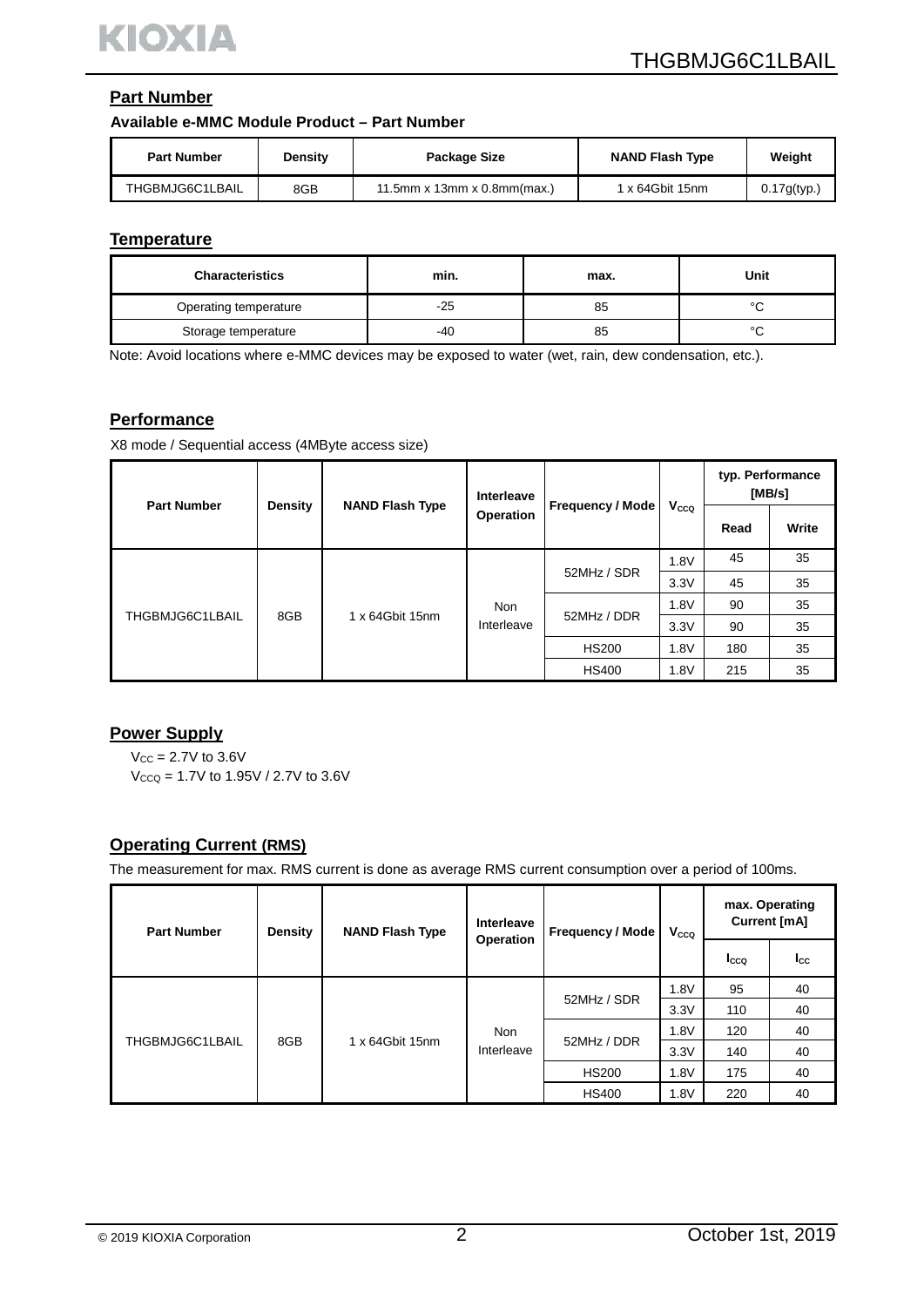## Part Number

**Available e-MMC Module Product – Part Number**

| Part Number | Density | Package Size | NAND Flash Type | Weight |
|---|---|---|---|---|
| THGBMJG6C1LBAIL | 8GB | 11.5mm x 13mm x 0.8mm(max.) | 1 x 64Gbit 15nm | 0.17g(typ.) |

## Temperature

| Characteristics | min. | max. | Unit |
|---|---|---|---|
| Operating temperature | -25 | 85 | °C |
| Storage temperature | -40 | 85 | °C |

Note: Avoid locations where e-MMC devices may be exposed to water (wet, rain, dew condensation, etc.).

## Performance

X8 mode / Sequential access (4MByte access size)

| Part Number | Density | NAND Flash Type | Interleave Operation | Frequency / Mode | $V_{CCQ}$ | typ. Performance [MB/s] | |
|---|---|---|---|---|---|---|---|
| | | | | | | Read | Write |
| THGBMJG6C1LBAIL | 8GB | 1 x 64Gbit 15nm | Non Interleave | 52MHz / SDR | 1.8V | 45 | 35 |
| | | | | | 3.3V | 45 | 35 |
| | | | | 52MHz / DDR | 1.8V | 90 | 35 |
| | | | | | 3.3V | 90 | 35 |
| | | | | HS200 | 1.8V | 180 | 35 |
| | | | | HS400 | 1.8V | 215 | 35 |

## Power Supply

$V_{CC}$ = 2.7V to 3.6V
$V_{CCQ}$ = 1.7V to 1.95V / 2.7V to 3.6V

## Operating Current (RMS)

The measurement for max. RMS current is done as average RMS current consumption over a period of 100ms.

| Part Number | Density | NAND Flash Type | Interleave Operation | Frequency / Mode | $V_{CCQ}$ | max. Operating Current [mA] | |
|---|---|---|---|---|---|---|---|
| | | | | | | $I_{CCQ}$ | $I_{CC}$ |
| THGBMJG6C1LBAIL | 8GB | 1 x 64Gbit 15nm | Non Interleave | 52MHz / SDR | 1.8V | 95 | 40 |
| | | | | | 3.3V | 110 | 40 |
| | | | | 52MHz / DDR | 1.8V | 120 | 40 |
| | | | | | 3.3V | 140 | 40 |
| | | | | HS200 | 1.8V | 175 | 40 |
| | | | | HS400 | 1.8V | 220 | 40 |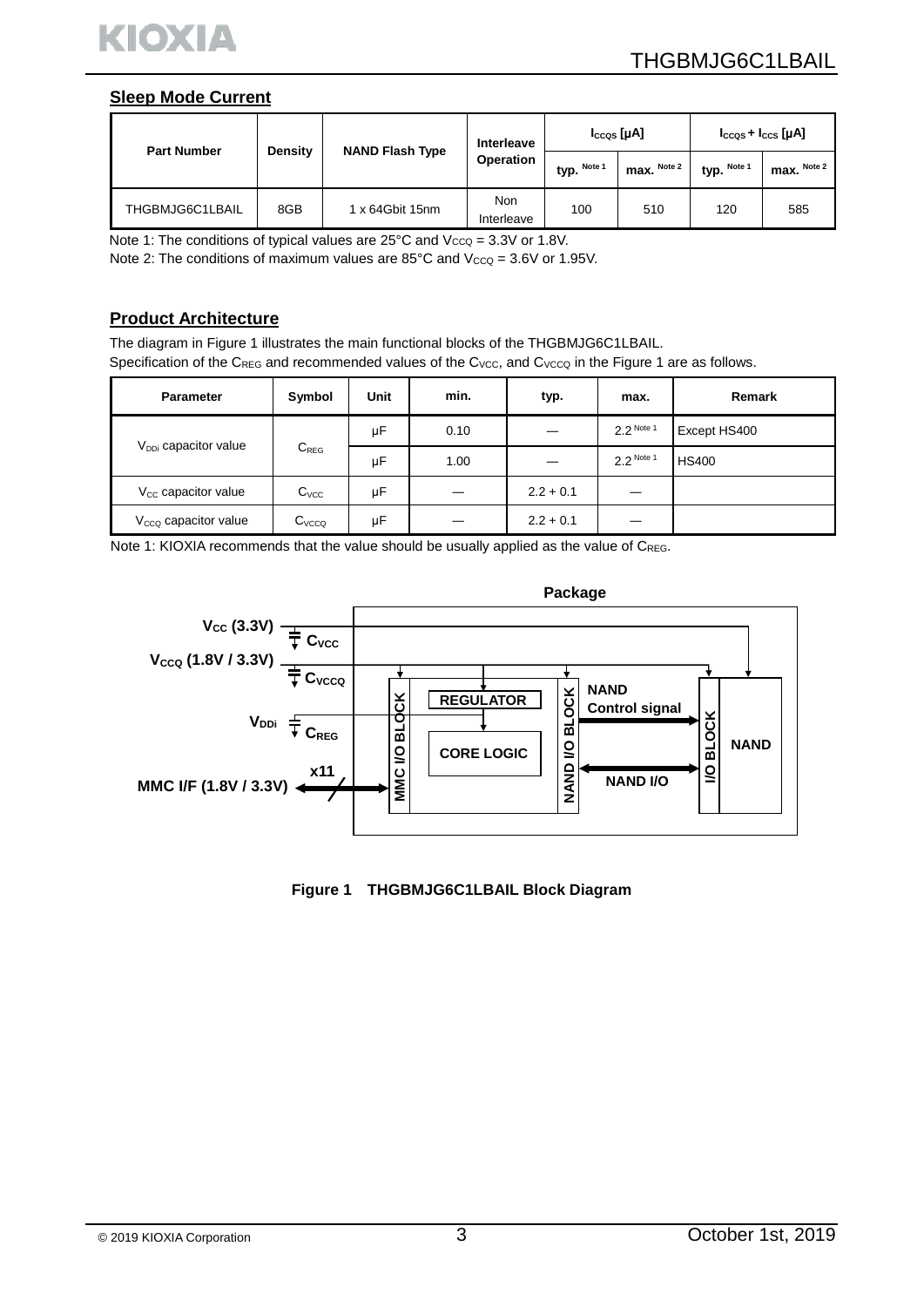## Sleep Mode Current

| Part Number | Density | NAND Flash Type | Interleave Operation | $I_{CCQS}$ [μA] | | $I_{CCQS}$ + $I_{CCS}$ [μA] | |
|---|---|---|---|---|---|---|---|
| | | | | typ. Note 1 | max. Note 2 | typ. Note 1 | max. Note 2 |
| THGBMJG6C1LBAIL | 8GB | 1 x 64Gbit 15nm | Non Interleave | 100 | 510 | 120 | 585 |

Note 1: The conditions of typical values are 25°C and $V_{CCQ}$ = 3.3V or 1.8V.

Note 2: The conditions of maximum values are 85°C and $V_{CCQ}$ = 3.6V or 1.95V.

## Product Architecture

The diagram in Figure 1 illustrates the main functional blocks of the THGBMJG6C1LBAIL.

Specification of the $C_{REG}$ and recommended values of the $C_{VCC}$, and $C_{VCCQ}$ in the Figure 1 are as follows.

| Parameter | Symbol | Unit | min. | typ. | max. | Remark |
|---|---|---|---|---|---|---|
| $V_{DDi}$ capacitor value | $C_{REG}$ | μF | 0.10 | — | 2.2 Note 1 | Except HS400 |
| | | μF | 1.00 | — | 2.2 Note 1 | HS400 |
| $V_{CC}$ capacitor value | $C_{VCC}$ | μF | — | 2.2 + 0.1 | — | |
| $V_{CCQ}$ capacitor value | $C_{VCCQ}$ | μF | — | 2.2 + 0.1 | — | |

Note 1: KIOXIA recommends that the value should be usually applied as the value of $C_{REG}$.

Package

$V_{CC}$ (3.3V) — $C_{VCC}$

$V_{CCQ}$ (1.8V / 3.3V) — $C_{VCCQ}$

$V_{DDi}$ — $C_{REG}$

MMC I/F (1.8V / 3.3V) x11

MMC I/O BLOCK | REGULATOR | CORE LOGIC | NAND I/O BLOCK | NAND Control signal | NAND I/O | I/O BLOCK | NAND

**Figure 1 THGBMJG6C1LBAIL Block Diagram**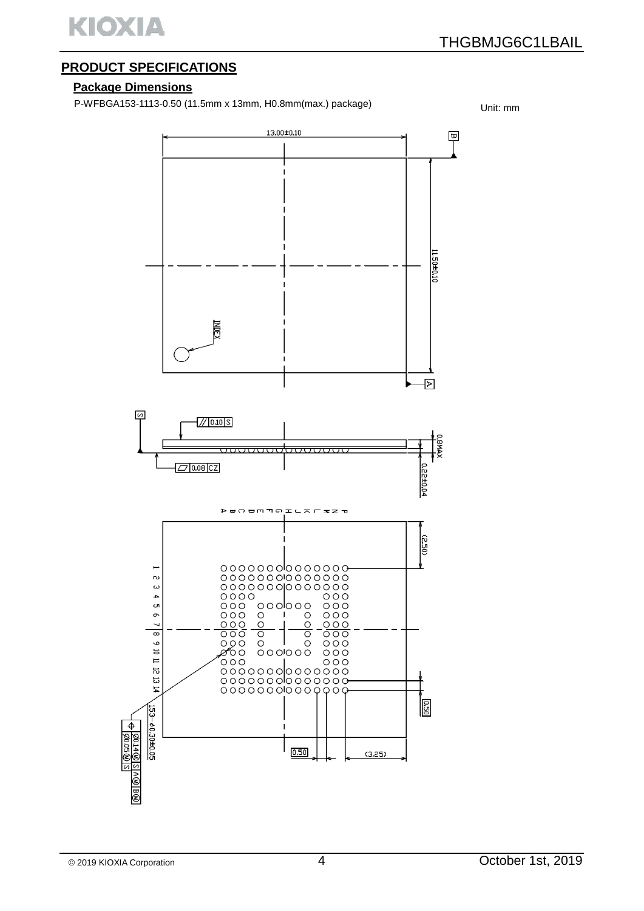## PRODUCT SPECIFICATIONS

### Package Dimensions

P-WFBGA153-1113-0.50 (11.5mm x 13mm, H0.8mm(max.) package)

Unit: mm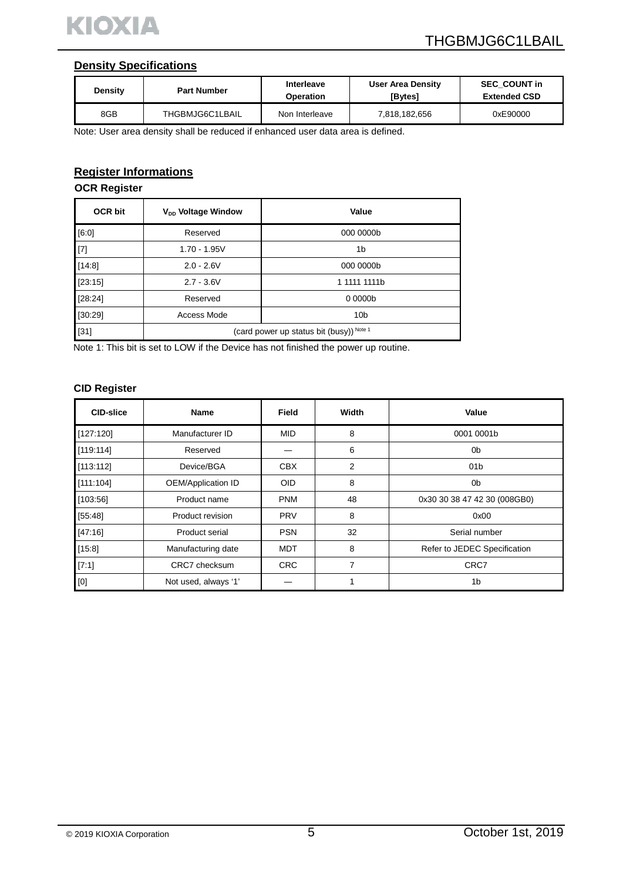## Density Specifications

| Density | Part Number | Interleave Operation | User Area Density [Bytes] | SEC_COUNT in Extended CSD |
|---|---|---|---|---|
| 8GB | THGBMJG6C1LBAIL | Non Interleave | 7,818,182,656 | 0xE90000 |

Note: User area density shall be reduced if enhanced user data area is defined.

## Register Informations

### OCR Register

| OCR bit | $V_{DD}$ Voltage Window | Value |
|---|---|---|
| [6:0] | Reserved | 000 0000b |
| [7] | 1.70 - 1.95V | 1b |
| [14:8] | 2.0 - 2.6V | 000 0000b |
| [23:15] | 2.7 - 3.6V | 1 1111 1111b |
| [28:24] | Reserved | 0 0000b |
| [30:29] | Access Mode | 10b |
| [31] | (card power up status bit (busy)) Note 1 | |

Note 1: This bit is set to LOW if the Device has not finished the power up routine.

### CID Register

| CID-slice | Name | Field | Width | Value |
|---|---|---|---|---|
| [127:120] | Manufacturer ID | MID | 8 | 0001 0001b |
| [119:114] | Reserved | — | 6 | 0b |
| [113:112] | Device/BGA | CBX | 2 | 01b |
| [111:104] | OEM/Application ID | OID | 8 | 0b |
| [103:56] | Product name | PNM | 48 | 0x30 30 38 47 42 30 (008GB0) |
| [55:48] | Product revision | PRV | 8 | 0x00 |
| [47:16] | Product serial | PSN | 32 | Serial number |
| [15:8] | Manufacturing date | MDT | 8 | Refer to JEDEC Specification |
| [7:1] | CRC7 checksum | CRC | 7 | CRC7 |
| [0] | Not used, always '1' | — | 1 | 1b |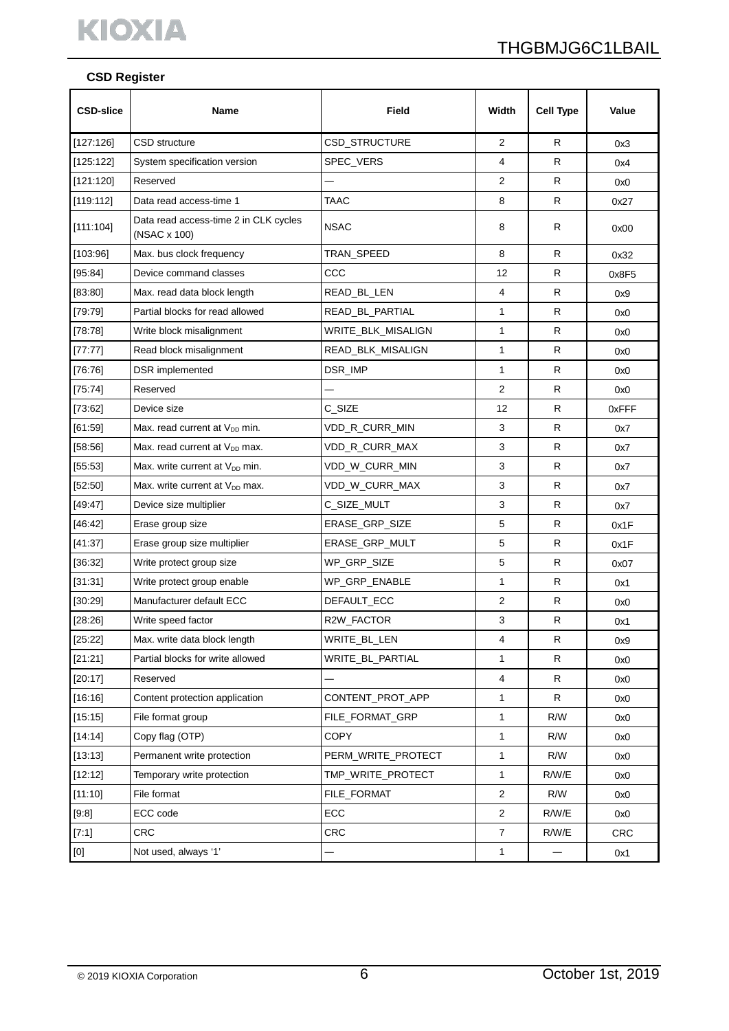**CSD Register**

| CSD-slice | Name | Field | Width | Cell Type | Value |
|---|---|---|---|---|---|
| [127:126] | CSD structure | CSD_STRUCTURE | 2 | R | 0x3 |
| [125:122] | System specification version | SPEC_VERS | 4 | R | 0x4 |
| [121:120] | Reserved | — | 2 | R | 0x0 |
| [119:112] | Data read access-time 1 | TAAC | 8 | R | 0x27 |
| [111:104] | Data read access-time 2 in CLK cycles (NSAC x 100) | NSAC | 8 | R | 0x00 |
| [103:96] | Max. bus clock frequency | TRAN_SPEED | 8 | R | 0x32 |
| [95:84] | Device command classes | CCC | 12 | R | 0x8F5 |
| [83:80] | Max. read data block length | READ_BL_LEN | 4 | R | 0x9 |
| [79:79] | Partial blocks for read allowed | READ_BL_PARTIAL | 1 | R | 0x0 |
| [78:78] | Write block misalignment | WRITE_BLK_MISALIGN | 1 | R | 0x0 |
| [77:77] | Read block misalignment | READ_BLK_MISALIGN | 1 | R | 0x0 |
| [76:76] | DSR implemented | DSR_IMP | 1 | R | 0x0 |
| [75:74] | Reserved | — | 2 | R | 0x0 |
| [73:62] | Device size | C_SIZE | 12 | R | 0xFFF |
| [61:59] | Max. read current at $V_{DD}$ min. | VDD_R_CURR_MIN | 3 | R | 0x7 |
| [58:56] | Max. read current at $V_{DD}$ max. | VDD_R_CURR_MAX | 3 | R | 0x7 |
| [55:53] | Max. write current at $V_{DD}$ min. | VDD_W_CURR_MIN | 3 | R | 0x7 |
| [52:50] | Max. write current at $V_{DD}$ max. | VDD_W_CURR_MAX | 3 | R | 0x7 |
| [49:47] | Device size multiplier | C_SIZE_MULT | 3 | R | 0x7 |
| [46:42] | Erase group size | ERASE_GRP_SIZE | 5 | R | 0x1F |
| [41:37] | Erase group size multiplier | ERASE_GRP_MULT | 5 | R | 0x1F |
| [36:32] | Write protect group size | WP_GRP_SIZE | 5 | R | 0x07 |
| [31:31] | Write protect group enable | WP_GRP_ENABLE | 1 | R | 0x1 |
| [30:29] | Manufacturer default ECC | DEFAULT_ECC | 2 | R | 0x0 |
| [28:26] | Write speed factor | R2W_FACTOR | 3 | R | 0x1 |
| [25:22] | Max. write data block length | WRITE_BL_LEN | 4 | R | 0x9 |
| [21:21] | Partial blocks for write allowed | WRITE_BL_PARTIAL | 1 | R | 0x0 |
| [20:17] | Reserved | — | 4 | R | 0x0 |
| [16:16] | Content protection application | CONTENT_PROT_APP | 1 | R | 0x0 |
| [15:15] | File format group | FILE_FORMAT_GRP | 1 | R/W | 0x0 |
| [14:14] | Copy flag (OTP) | COPY | 1 | R/W | 0x0 |
| [13:13] | Permanent write protection | PERM_WRITE_PROTECT | 1 | R/W | 0x0 |
| [12:12] | Temporary write protection | TMP_WRITE_PROTECT | 1 | R/W/E | 0x0 |
| [11:10] | File format | FILE_FORMAT | 2 | R/W | 0x0 |
| [9:8] | ECC code | ECC | 2 | R/W/E | 0x0 |
| [7:1] | CRC | CRC | 7 | R/W/E | CRC |
| [0] | Not used, always '1' | — | 1 | — | 0x1 |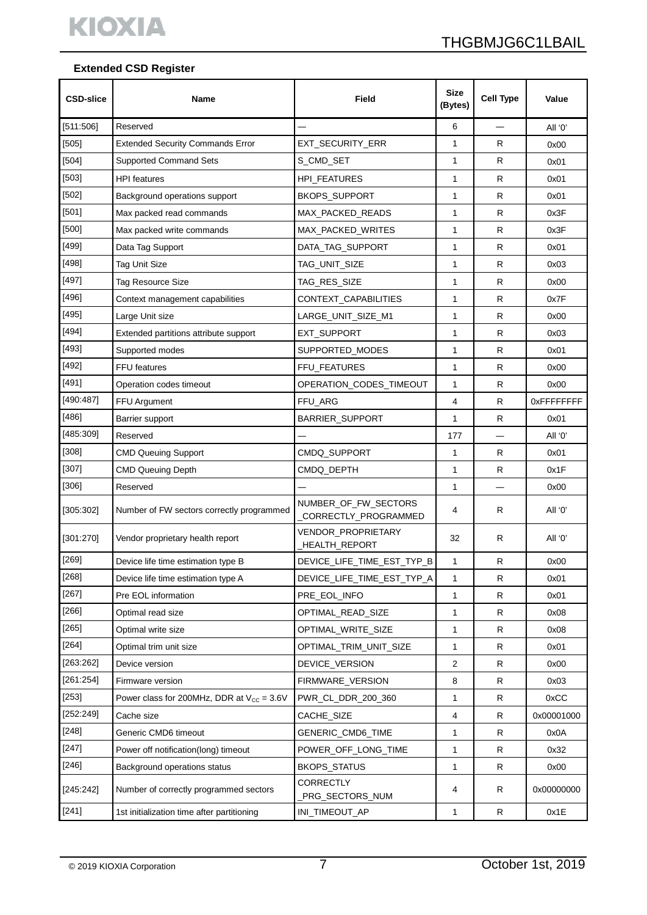### Extended CSD Register

| CSD-slice | Name | Field | Size (Bytes) | Cell Type | Value |
|---|---|---|---|---|---|
| [511:506] | Reserved | — | 6 | — | All '0' |
| [505] | Extended Security Commands Error | EXT_SECURITY_ERR | 1 | R | 0x00 |
| [504] | Supported Command Sets | S_CMD_SET | 1 | R | 0x01 |
| [503] | HPI features | HPI_FEATURES | 1 | R | 0x01 |
| [502] | Background operations support | BKOPS_SUPPORT | 1 | R | 0x01 |
| [501] | Max packed read commands | MAX_PACKED_READS | 1 | R | 0x3F |
| [500] | Max packed write commands | MAX_PACKED_WRITES | 1 | R | 0x3F |
| [499] | Data Tag Support | DATA_TAG_SUPPORT | 1 | R | 0x01 |
| [498] | Tag Unit Size | TAG_UNIT_SIZE | 1 | R | 0x03 |
| [497] | Tag Resource Size | TAG_RES_SIZE | 1 | R | 0x00 |
| [496] | Context management capabilities | CONTEXT_CAPABILITIES | 1 | R | 0x7F |
| [495] | Large Unit size | LARGE_UNIT_SIZE_M1 | 1 | R | 0x00 |
| [494] | Extended partitions attribute support | EXT_SUPPORT | 1 | R | 0x03 |
| [493] | Supported modes | SUPPORTED_MODES | 1 | R | 0x01 |
| [492] | FFU features | FFU_FEATURES | 1 | R | 0x00 |
| [491] | Operation codes timeout | OPERATION_CODES_TIMEOUT | 1 | R | 0x00 |
| [490:487] | FFU Argument | FFU_ARG | 4 | R | 0xFFFFFFFF |
| [486] | Barrier support | BARRIER_SUPPORT | 1 | R | 0x01 |
| [485:309] | Reserved | — | 177 | — | All '0' |
| [308] | CMD Queuing Support | CMDQ_SUPPORT | 1 | R | 0x01 |
| [307] | CMD Queuing Depth | CMDQ_DEPTH | 1 | R | 0x1F |
| [306] | Reserved | — | 1 | — | 0x00 |
| [305:302] | Number of FW sectors correctly programmed | NUMBER_OF_FW_SECTORS_CORRECTLY_PROGRAMMED | 4 | R | All '0' |
| [301:270] | Vendor proprietary health report | VENDOR_PROPRIETARY_HEALTH_REPORT | 32 | R | All '0' |
| [269] | Device life time estimation type B | DEVICE_LIFE_TIME_EST_TYP_B | 1 | R | 0x00 |
| [268] | Device life time estimation type A | DEVICE_LIFE_TIME_EST_TYP_A | 1 | R | 0x01 |
| [267] | Pre EOL information | PRE_EOL_INFO | 1 | R | 0x01 |
| [266] | Optimal read size | OPTIMAL_READ_SIZE | 1 | R | 0x08 |
| [265] | Optimal write size | OPTIMAL_WRITE_SIZE | 1 | R | 0x08 |
| [264] | Optimal trim unit size | OPTIMAL_TRIM_UNIT_SIZE | 1 | R | 0x01 |
| [263:262] | Device version | DEVICE_VERSION | 2 | R | 0x00 |
| [261:254] | Firmware version | FIRMWARE_VERSION | 8 | R | 0x03 |
| [253] | Power class for 200MHz, DDR at $V_{CC}$ = 3.6V | PWR_CL_DDR_200_360 | 1 | R | 0xCC |
| [252:249] | Cache size | CACHE_SIZE | 4 | R | 0x00001000 |
| [248] | Generic CMD6 timeout | GENERIC_CMD6_TIME | 1 | R | 0x0A |
| [247] | Power off notification(long) timeout | POWER_OFF_LONG_TIME | 1 | R | 0x32 |
| [246] | Background operations status | BKOPS_STATUS | 1 | R | 0x00 |
| [245:242] | Number of correctly programmed sectors | CORRECTLY_PRG_SECTORS_NUM | 4 | R | 0x00000000 |
| [241] | 1st initialization time after partitioning | INI_TIMEOUT_AP | 1 | R | 0x1E |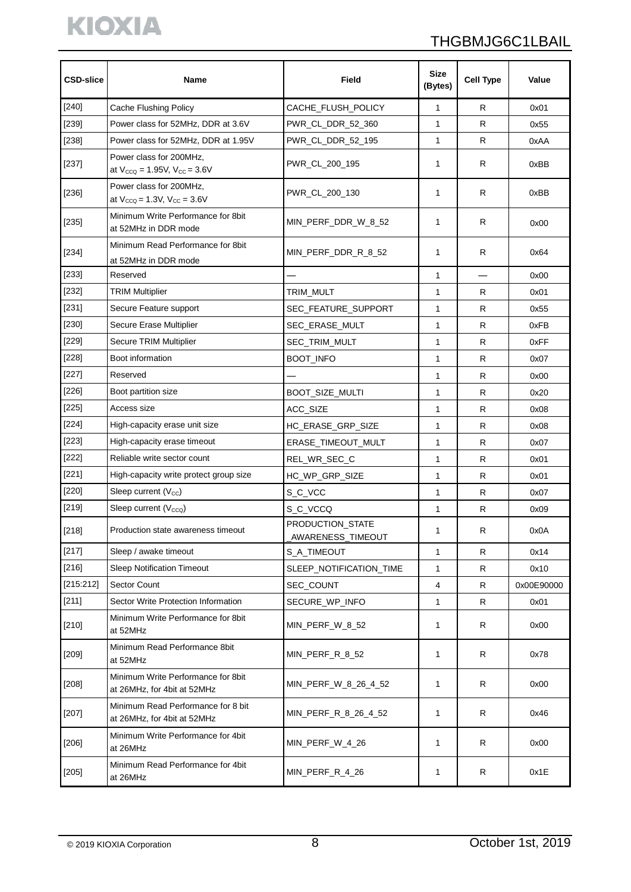| CSD-slice | Name | Field | Size (Bytes) | Cell Type | Value |
|---|---|---|---|---|---|
| [240] | Cache Flushing Policy | CACHE_FLUSH_POLICY | 1 | R | 0x01 |
| [239] | Power class for 52MHz, DDR at 3.6V | PWR_CL_DDR_52_360 | 1 | R | 0x55 |
| [238] | Power class for 52MHz, DDR at 1.95V | PWR_CL_DDR_52_195 | 1 | R | 0xAA |
| [237] | Power class for 200MHz, at $V_{CCQ}$ = 1.95V, $V_{CC}$ = 3.6V | PWR_CL_200_195 | 1 | R | 0xBB |
| [236] | Power class for 200MHz, at $V_{CCQ}$ = 1.3V, $V_{CC}$ = 3.6V | PWR_CL_200_130 | 1 | R | 0xBB |
| [235] | Minimum Write Performance for 8bit at 52MHz in DDR mode | MIN_PERF_DDR_W_8_52 | 1 | R | 0x00 |
| [234] | Minimum Read Performance for 8bit at 52MHz in DDR mode | MIN_PERF_DDR_R_8_52 | 1 | R | 0x64 |
| [233] | Reserved | — | 1 | — | 0x00 |
| [232] | TRIM Multiplier | TRIM_MULT | 1 | R | 0x01 |
| [231] | Secure Feature support | SEC_FEATURE_SUPPORT | 1 | R | 0x55 |
| [230] | Secure Erase Multiplier | SEC_ERASE_MULT | 1 | R | 0xFB |
| [229] | Secure TRIM Multiplier | SEC_TRIM_MULT | 1 | R | 0xFF |
| [228] | Boot information | BOOT_INFO | 1 | R | 0x07 |
| [227] | Reserved | — | 1 | R | 0x00 |
| [226] | Boot partition size | BOOT_SIZE_MULTI | 1 | R | 0x20 |
| [225] | Access size | ACC_SIZE | 1 | R | 0x08 |
| [224] | High-capacity erase unit size | HC_ERASE_GRP_SIZE | 1 | R | 0x08 |
| [223] | High-capacity erase timeout | ERASE_TIMEOUT_MULT | 1 | R | 0x07 |
| [222] | Reliable write sector count | REL_WR_SEC_C | 1 | R | 0x01 |
| [221] | High-capacity write protect group size | HC_WP_GRP_SIZE | 1 | R | 0x01 |
| [220] | Sleep current ($V_{CC}$) | S_C_VCC | 1 | R | 0x07 |
| [219] | Sleep current ($V_{CCQ}$) | S_C_VCCQ | 1 | R | 0x09 |
| [218] | Production state awareness timeout | PRODUCTION_STATE_AWARENESS_TIMEOUT | 1 | R | 0x0A |
| [217] | Sleep / awake timeout | S_A_TIMEOUT | 1 | R | 0x14 |
| [216] | Sleep Notification Timeout | SLEEP_NOTIFICATION_TIME | 1 | R | 0x10 |
| [215:212] | Sector Count | SEC_COUNT | 4 | R | 0x00E90000 |
| [211] | Sector Write Protection Information | SECURE_WP_INFO | 1 | R | 0x01 |
| [210] | Minimum Write Performance for 8bit at 52MHz | MIN_PERF_W_8_52 | 1 | R | 0x00 |
| [209] | Minimum Read Performance 8bit at 52MHz | MIN_PERF_R_8_52 | 1 | R | 0x78 |
| [208] | Minimum Write Performance for 8bit at 26MHz, for 4bit at 52MHz | MIN_PERF_W_8_26_4_52 | 1 | R | 0x00 |
| [207] | Minimum Read Performance for 8 bit at 26MHz, for 4bit at 52MHz | MIN_PERF_R_8_26_4_52 | 1 | R | 0x46 |
| [206] | Minimum Write Performance for 4bit at 26MHz | MIN_PERF_W_4_26 | 1 | R | 0x00 |
| [205] | Minimum Read Performance for 4bit at 26MHz | MIN_PERF_R_4_26 | 1 | R | 0x1E |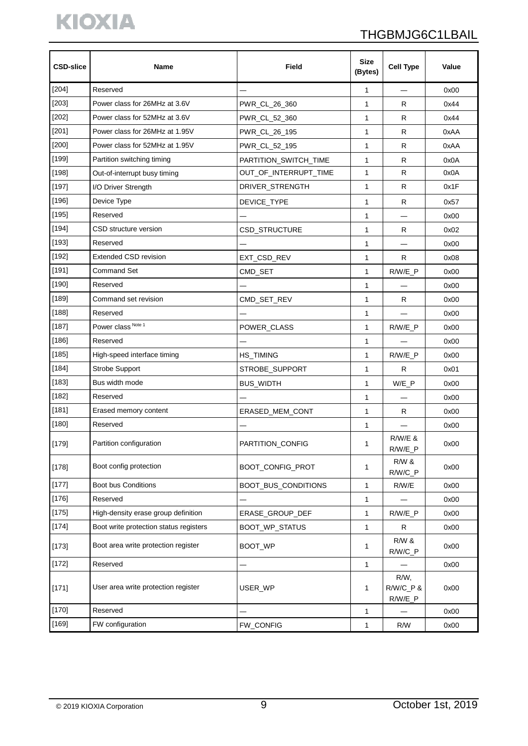| CSD-slice | Name | Field | Size (Bytes) | Cell Type | Value |
|---|---|---|---|---|---|
| [204] | Reserved | — | 1 | — | 0x00 |
| [203] | Power class for 26MHz at 3.6V | PWR_CL_26_360 | 1 | R | 0x44 |
| [202] | Power class for 52MHz at 3.6V | PWR_CL_52_360 | 1 | R | 0x44 |
| [201] | Power class for 26MHz at 1.95V | PWR_CL_26_195 | 1 | R | 0xAA |
| [200] | Power class for 52MHz at 1.95V | PWR_CL_52_195 | 1 | R | 0xAA |
| [199] | Partition switching timing | PARTITION_SWITCH_TIME | 1 | R | 0x0A |
| [198] | Out-of-interrupt busy timing | OUT_OF_INTERRUPT_TIME | 1 | R | 0x0A |
| [197] | I/O Driver Strength | DRIVER_STRENGTH | 1 | R | 0x1F |
| [196] | Device Type | DEVICE_TYPE | 1 | R | 0x57 |
| [195] | Reserved | — | 1 | — | 0x00 |
| [194] | CSD structure version | CSD_STRUCTURE | 1 | R | 0x02 |
| [193] | Reserved | — | 1 | — | 0x00 |
| [192] | Extended CSD revision | EXT_CSD_REV | 1 | R | 0x08 |
| [191] | Command Set | CMD_SET | 1 | R/W/E_P | 0x00 |
| [190] | Reserved | — | 1 | — | 0x00 |
| [189] | Command set revision | CMD_SET_REV | 1 | R | 0x00 |
| [188] | Reserved | — | 1 | — | 0x00 |
| [187] | Power class Note 1 | POWER_CLASS | 1 | R/W/E_P | 0x00 |
| [186] | Reserved | — | 1 | — | 0x00 |
| [185] | High-speed interface timing | HS_TIMING | 1 | R/W/E_P | 0x00 |
| [184] | Strobe Support | STROBE_SUPPORT | 1 | R | 0x01 |
| [183] | Bus width mode | BUS_WIDTH | 1 | W/E_P | 0x00 |
| [182] | Reserved | — | 1 | — | 0x00 |
| [181] | Erased memory content | ERASED_MEM_CONT | 1 | R | 0x00 |
| [180] | Reserved | — | 1 | — | 0x00 |
| [179] | Partition configuration | PARTITION_CONFIG | 1 | R/W/E & R/W/E_P | 0x00 |
| [178] | Boot config protection | BOOT_CONFIG_PROT | 1 | R/W & R/W/C_P | 0x00 |
| [177] | Boot bus Conditions | BOOT_BUS_CONDITIONS | 1 | R/W/E | 0x00 |
| [176] | Reserved | — | 1 | — | 0x00 |
| [175] | High-density erase group definition | ERASE_GROUP_DEF | 1 | R/W/E_P | 0x00 |
| [174] | Boot write protection status registers | BOOT_WP_STATUS | 1 | R | 0x00 |
| [173] | Boot area write protection register | BOOT_WP | 1 | R/W & R/W/C_P | 0x00 |
| [172] | Reserved | — | 1 | — | 0x00 |
| [171] | User area write protection register | USER_WP | 1 | R/W, R/W/C_P & R/W/E_P | 0x00 |
| [170] | Reserved | — | 1 | — | 0x00 |
| [169] | FW configuration | FW_CONFIG | 1 | R/W | 0x00 |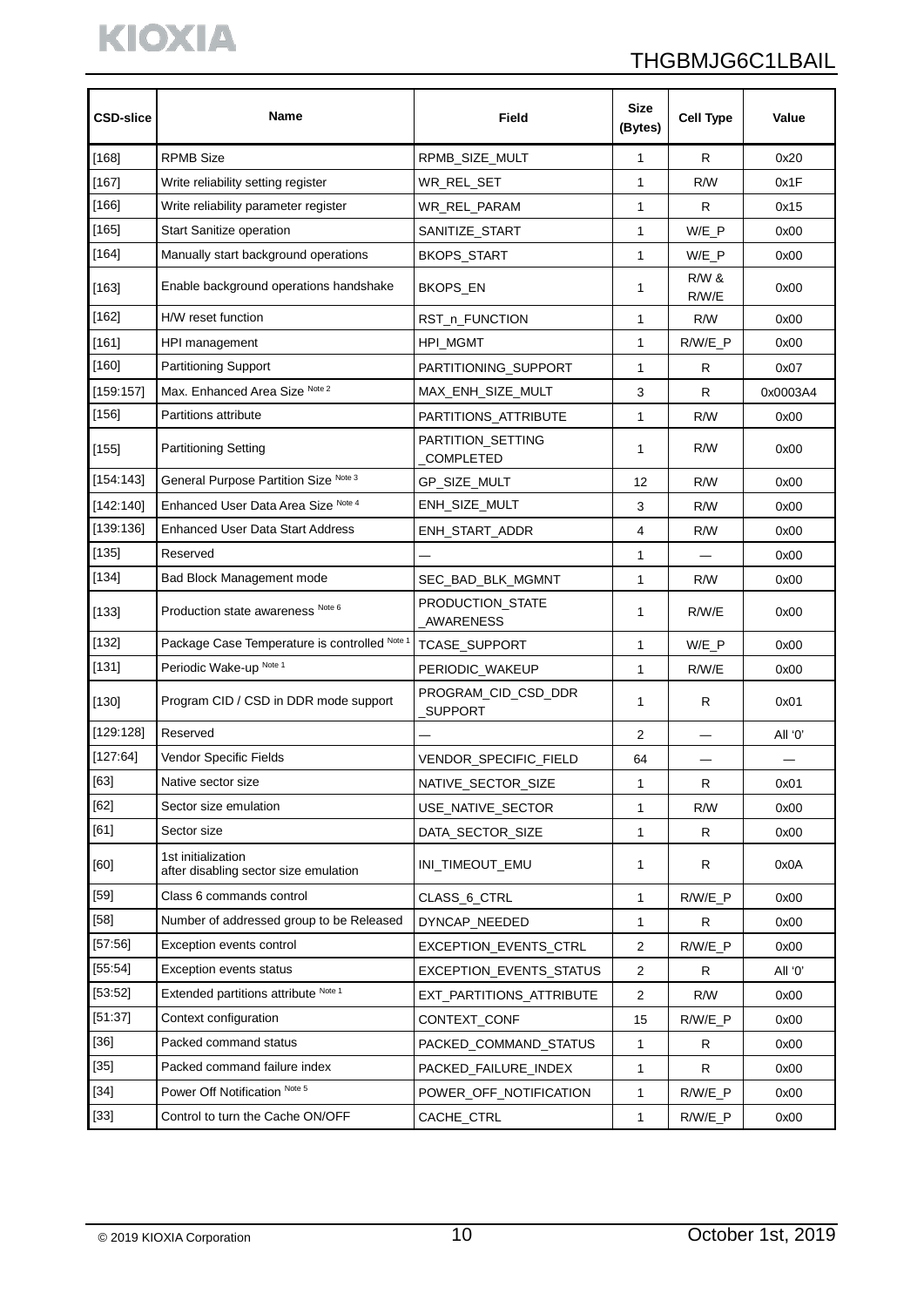| CSD-slice | Name | Field | Size (Bytes) | Cell Type | Value |
|---|---|---|---|---|---|
| [168] | RPMB Size | RPMB_SIZE_MULT | 1 | R | 0x20 |
| [167] | Write reliability setting register | WR_REL_SET | 1 | R/W | 0x1F |
| [166] | Write reliability parameter register | WR_REL_PARAM | 1 | R | 0x15 |
| [165] | Start Sanitize operation | SANITIZE_START | 1 | W/E_P | 0x00 |
| [164] | Manually start background operations | BKOPS_START | 1 | W/E_P | 0x00 |
| [163] | Enable background operations handshake | BKOPS_EN | 1 | R/W & R/W/E | 0x00 |
| [162] | H/W reset function | RST_n_FUNCTION | 1 | R/W | 0x00 |
| [161] | HPI management | HPI_MGMT | 1 | R/W/E_P | 0x00 |
| [160] | Partitioning Support | PARTITIONING_SUPPORT | 1 | R | 0x07 |
| [159:157] | Max. Enhanced Area Size Note 2 | MAX_ENH_SIZE_MULT | 3 | R | 0x0003A4 |
| [156] | Partitions attribute | PARTITIONS_ATTRIBUTE | 1 | R/W | 0x00 |
| [155] | Partitioning Setting | PARTITION_SETTING_COMPLETED | 1 | R/W | 0x00 |
| [154:143] | General Purpose Partition Size Note 3 | GP_SIZE_MULT | 12 | R/W | 0x00 |
| [142:140] | Enhanced User Data Area Size Note 4 | ENH_SIZE_MULT | 3 | R/W | 0x00 |
| [139:136] | Enhanced User Data Start Address | ENH_START_ADDR | 4 | R/W | 0x00 |
| [135] | Reserved | — | 1 | — | 0x00 |
| [134] | Bad Block Management mode | SEC_BAD_BLK_MGMNT | 1 | R/W | 0x00 |
| [133] | Production state awareness Note 6 | PRODUCTION_STATE_AWARENESS | 1 | R/W/E | 0x00 |
| [132] | Package Case Temperature is controlled Note 1 | TCASE_SUPPORT | 1 | W/E_P | 0x00 |
| [131] | Periodic Wake-up Note 1 | PERIODIC_WAKEUP | 1 | R/W/E | 0x00 |
| [130] | Program CID / CSD in DDR mode support | PROGRAM_CID_CSD_DDR_SUPPORT | 1 | R | 0x01 |
| [129:128] | Reserved | — | 2 | — | All '0' |
| [127:64] | Vendor Specific Fields | VENDOR_SPECIFIC_FIELD | 64 | — | — |
| [63] | Native sector size | NATIVE_SECTOR_SIZE | 1 | R | 0x01 |
| [62] | Sector size emulation | USE_NATIVE_SECTOR | 1 | R/W | 0x00 |
| [61] | Sector size | DATA_SECTOR_SIZE | 1 | R | 0x00 |
| [60] | 1st initialization after disabling sector size emulation | INI_TIMEOUT_EMU | 1 | R | 0x0A |
| [59] | Class 6 commands control | CLASS_6_CTRL | 1 | R/W/E_P | 0x00 |
| [58] | Number of addressed group to be Released | DYNCAP_NEEDED | 1 | R | 0x00 |
| [57:56] | Exception events control | EXCEPTION_EVENTS_CTRL | 2 | R/W/E_P | 0x00 |
| [55:54] | Exception events status | EXCEPTION_EVENTS_STATUS | 2 | R | All '0' |
| [53:52] | Extended partitions attribute Note 1 | EXT_PARTITIONS_ATTRIBUTE | 2 | R/W | 0x00 |
| [51:37] | Context configuration | CONTEXT_CONF | 15 | R/W/E_P | 0x00 |
| [36] | Packed command status | PACKED_COMMAND_STATUS | 1 | R | 0x00 |
| [35] | Packed command failure index | PACKED_FAILURE_INDEX | 1 | R | 0x00 |
| [34] | Power Off Notification Note 5 | POWER_OFF_NOTIFICATION | 1 | R/W/E_P | 0x00 |
| [33] | Control to turn the Cache ON/OFF | CACHE_CTRL | 1 | R/W/E_P | 0x00 |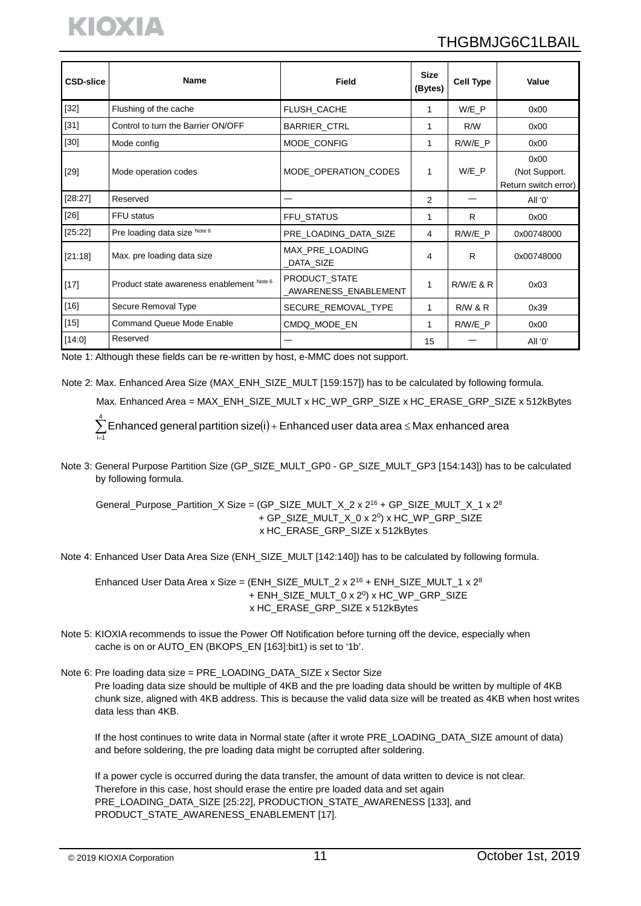| CSD-slice | Name | Field | Size (Bytes) | Cell Type | Value |
|---|---|---|---|---|---|
| [32] | Flushing of the cache | FLUSH_CACHE | 1 | W/E_P | 0x00 |
| [31] | Control to turn the Barrier ON/OFF | BARRIER_CTRL | 1 | R/W | 0x00 |
| [30] | Mode config | MODE_CONFIG | 1 | R/W/E_P | 0x00 |
| [29] | Mode operation codes | MODE_OPERATION_CODES | 1 | W/E_P | 0x00 (Not Support. Return switch error) |
| [28:27] | Reserved | — | 2 | — | All '0' |
| [26] | FFU status | FFU_STATUS | 1 | R | 0x00 |
| [25:22] | Pre loading data size Note 6 | PRE_LOADING_DATA_SIZE | 4 | R/W/E_P | 0x00748000 |
| [21:18] | Max. pre loading data size | MAX_PRE_LOADING _DATA_SIZE | 4 | R | 0x00748000 |
| [17] | Product state awareness enablement Note 6 | PRODUCT_STATE _AWARENESS_ENABLEMENT | 1 | R/W/E & R | 0x03 |
| [16] | Secure Removal Type | SECURE_REMOVAL_TYPE | 1 | R/W & R | 0x39 |
| [15] | Command Queue Mode Enable | CMDQ_MODE_EN | 1 | R/W/E_P | 0x00 |
| [14:0] | Reserved | — | 15 | — | All '0' |

Note 1: Although these fields can be re-written by host, e-MMC does not support.

Note 2: Max. Enhanced Area Size (MAX_ENH_SIZE_MULT [159:157]) has to be calculated by following formula.

Max. Enhanced Area = MAX_ENH_SIZE_MULT x HC_WP_GRP_SIZE x HC_ERASE_GRP_SIZE x 512kBytes

$$\sum_{i=1}^{4} \text{Enhanced general partition size}(i) + \text{Enhanced user data area} \leq \text{Max enhanced area}$$

Note 3: General Purpose Partition Size (GP_SIZE_MULT_GP0 - GP_SIZE_MULT_GP3 [154:143]) has to be calculated by following formula.

General_Purpose_Partition_X Size = (GP_SIZE_MULT_X_2 x $2^{16}$ + GP_SIZE_MULT_X_1 x $2^{8}$ + GP_SIZE_MULT_X_0 x $2^{0}$) x HC_WP_GRP_SIZE x HC_ERASE_GRP_SIZE x 512kBytes

Note 4: Enhanced User Data Area Size (ENH_SIZE_MULT [142:140]) has to be calculated by following formula.

Enhanced User Data Area x Size = (ENH_SIZE_MULT_2 x $2^{16}$ + ENH_SIZE_MULT_1 x $2^{8}$ + ENH_SIZE_MULT_0 x $2^{0}$) x HC_WP_GRP_SIZE x HC_ERASE_GRP_SIZE x 512kBytes

Note 5: KIOXIA recommends to issue the Power Off Notification before turning off the device, especially when cache is on or AUTO_EN (BKOPS_EN [163]:bit1) is set to '1b'.

Note 6: Pre loading data size = PRE_LOADING_DATA_SIZE x Sector Size
Pre loading data size should be multiple of 4KB and the pre loading data should be written by multiple of 4KB chunk size, aligned with 4KB address. This is because the valid data size will be treated as 4KB when host writes data less than 4KB.

If the host continues to write data in Normal state (after it wrote PRE_LOADING_DATA_SIZE amount of data) and before soldering, the pre loading data might be corrupted after soldering.

If a power cycle is occurred during the data transfer, the amount of data written to device is not clear. Therefore in this case, host should erase the entire pre loaded data and set again PRE_LOADING_DATA_SIZE [25:22], PRODUCTION_STATE_AWARENESS [133], and PRODUCT_STATE_AWARENESS_ENABLEMENT [17].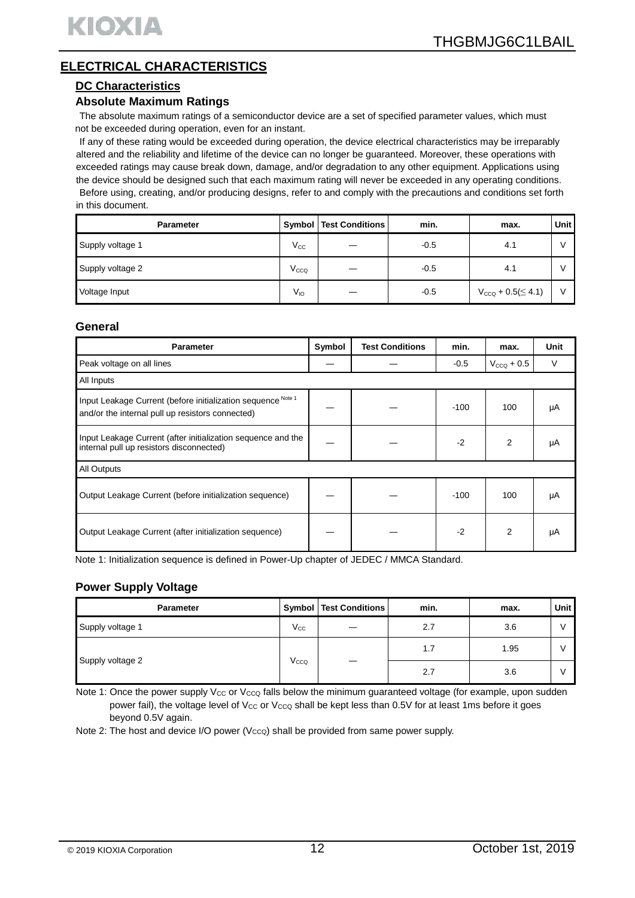# ELECTRICAL CHARACTERISTICS

## DC Characteristics

### Absolute Maximum Ratings

The absolute maximum ratings of a semiconductor device are a set of specified parameter values, which must not be exceeded during operation, even for an instant.

If any of these rating would be exceeded during operation, the device electrical characteristics may be irreparably altered and the reliability and lifetime of the device can no longer be guaranteed. Moreover, these operations with exceeded ratings may cause break down, damage, and/or degradation to any other equipment. Applications using the device should be designed such that each maximum rating will never be exceeded in any operating conditions.

Before using, creating, and/or producing designs, refer to and comply with the precautions and conditions set forth in this document.

| Parameter | Symbol | Test Conditions | min. | max. | Unit |
|---|---|---|---|---|---|
| Supply voltage 1 | $V_{CC}$ | — | -0.5 | 4.1 | V |
| Supply voltage 2 | $V_{CCQ}$ | — | -0.5 | 4.1 | V |
| Voltage Input | $V_{IO}$ | — | -0.5 | $V_{CCQ} + 0.5 (\leq 4.1)$ | V |

### General

| Parameter | Symbol | Test Conditions | min. | max. | Unit |
|---|---|---|---|---|---|
| Peak voltage on all lines | — | — | -0.5 | $V_{CCQ} + 0.5$ | V |
| All Inputs | | | | | |
| Input Leakage Current (before initialization sequence [Note 1] and/or the internal pull up resistors connected) | — | — | -100 | 100 | µA |
| Input Leakage Current (after initialization sequence and the internal pull up resistors disconnected) | — | — | -2 | 2 | µA |
| All Outputs | | | | | |
| Output Leakage Current (before initialization sequence) | — | — | -100 | 100 | µA |
| Output Leakage Current (after initialization sequence) | — | — | -2 | 2 | µA |

Note 1: Initialization sequence is defined in Power-Up chapter of JEDEC / MMCA Standard.

### Power Supply Voltage

| Parameter | Symbol | Test Conditions | min. | max. | Unit |
|---|---|---|---|---|---|
| Supply voltage 1 | $V_{CC}$ | — | 2.7 | 3.6 | V |
| Supply voltage 2 | $V_{CCQ}$ | — | 1.7 | 1.95 | V |
| | | | 2.7 | 3.6 | V |

Note 1: Once the power supply $V_{CC}$ or $V_{CCQ}$ falls below the minimum guaranteed voltage (for example, upon sudden power fail), the voltage level of $V_{CC}$ or $V_{CCQ}$ shall be kept less than 0.5V for at least 1ms before it goes beyond 0.5V again.

Note 2: The host and device I/O power ($V_{CCQ}$) shall be provided from same power supply.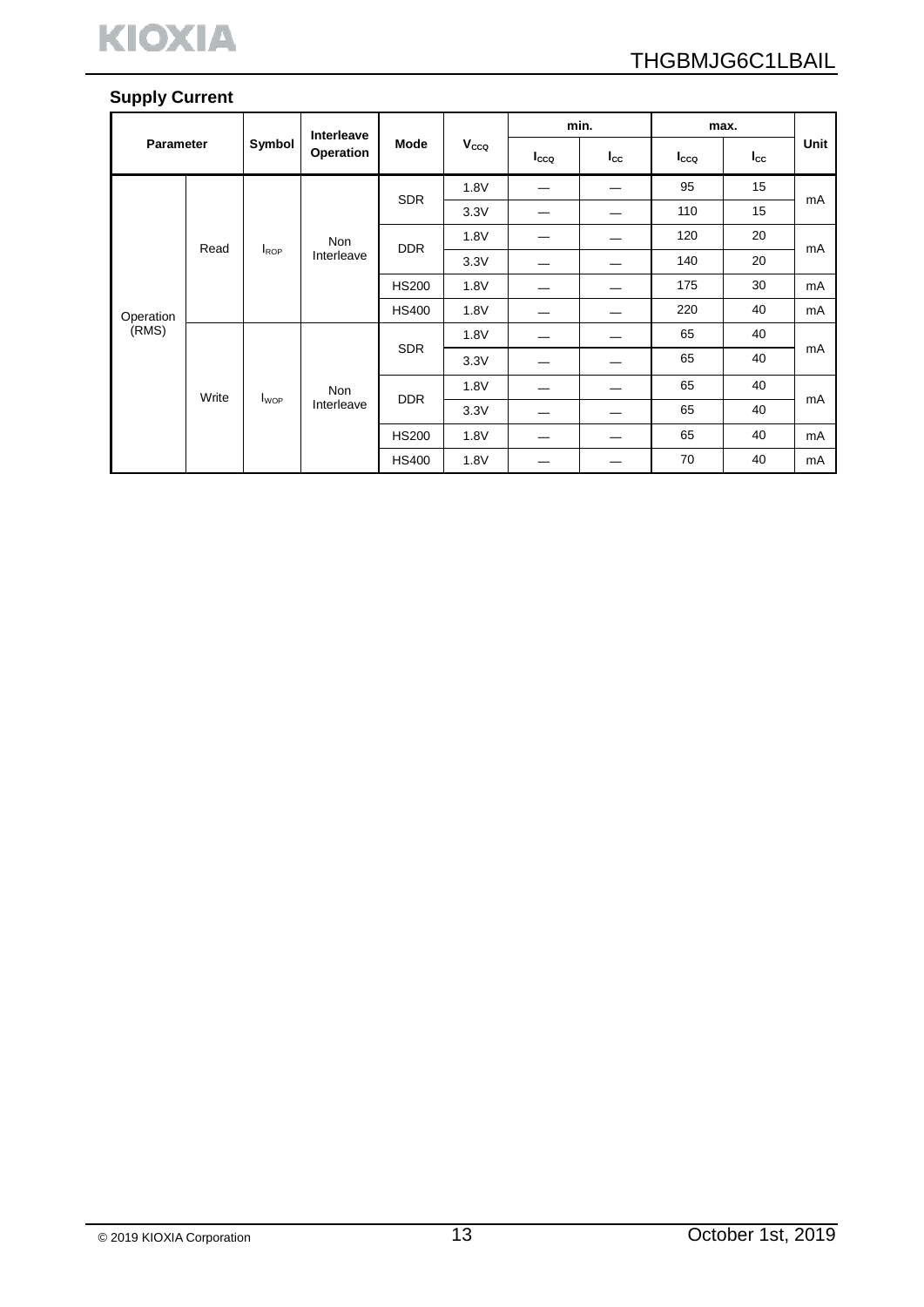## Supply Current

| Parameter | | Symbol | Interleave Operation | Mode | $V_{CCQ}$ | min. | | max. | | Unit |
|---|---|---|---|---|---|---|---|---|---|---|
| | | | | | | $I_{CCQ}$ | $I_{CC}$ | $I_{CCQ}$ | $I_{CC}$ | |
| Operation (RMS) | Read | $I_{ROP}$ | Non Interleave | SDR | 1.8V | — | — | 95 | 15 | mA |
| | | | | | 3.3V | — | — | 110 | 15 | |
| | | | | DDR | 1.8V | — | — | 120 | 20 | mA |
| | | | | | 3.3V | — | — | 140 | 20 | |
| | | | | HS200 | 1.8V | — | — | 175 | 30 | mA |
| | | | | HS400 | 1.8V | — | — | 220 | 40 | mA |
| | Write | $I_{WOP}$ | Non Interleave | SDR | 1.8V | — | — | 65 | 40 | mA |
| | | | | | 3.3V | — | — | 65 | 40 | |
| | | | | DDR | 1.8V | — | — | 65 | 40 | mA |
| | | | | | 3.3V | — | — | 65 | 40 | |
| | | | | HS200 | 1.8V | — | — | 65 | 40 | mA |
| | | | | HS400 | 1.8V | — | — | 70 | 40 | mA |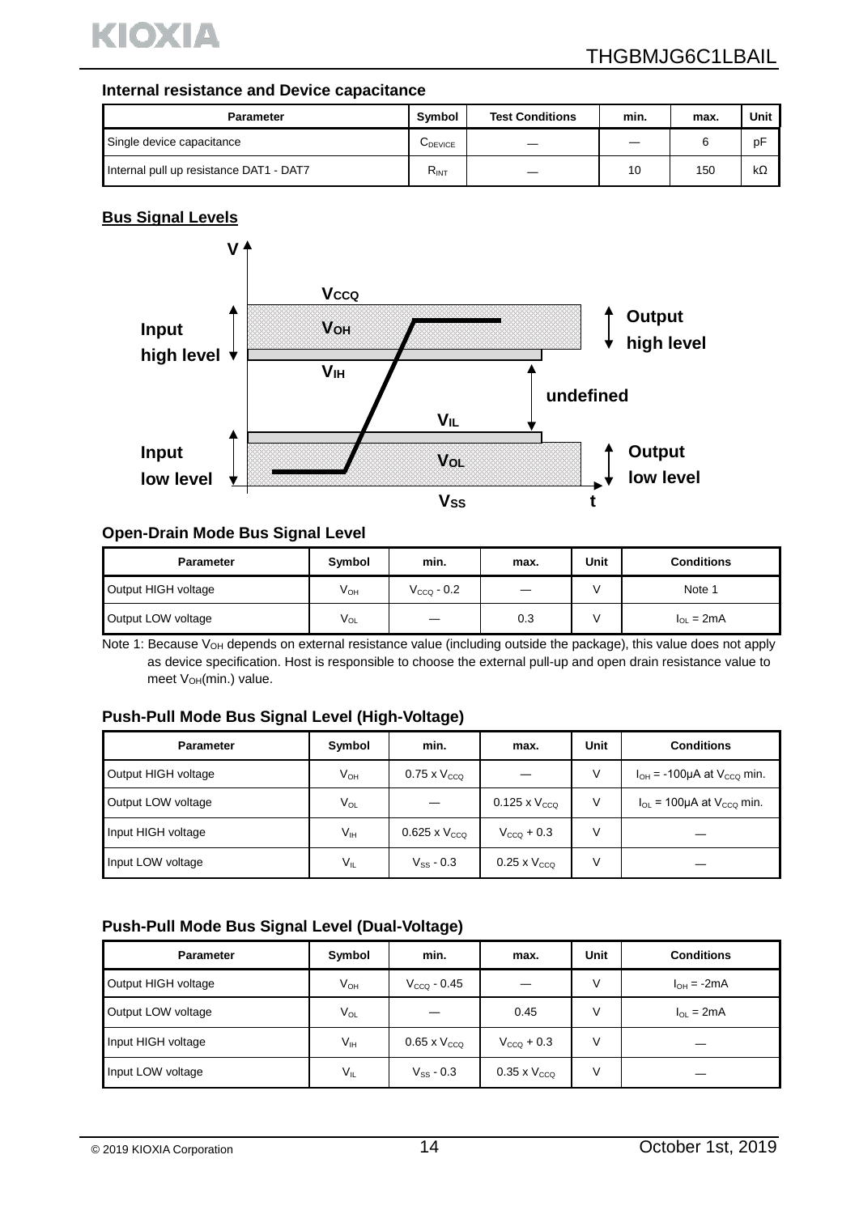### Internal resistance and Device capacitance

| Parameter | Symbol | Test Conditions | min. | max. | Unit |
|---|---|---|---|---|---|
| Single device capacitance | $C_{DEVICE}$ | — | — | 6 | pF |
| Internal pull up resistance DAT1 - DAT7 | $R_{INT}$ | — | 10 | 150 | kΩ |

### Bus Signal Levels

V

$V_{CCQ}$

Input high level

$V_{OH}$

Output high level

$V_{IH}$

undefined

$V_{IL}$

Input low level

$V_{OL}$

Output low level

$V_{SS}$

t

### Open-Drain Mode Bus Signal Level

| Parameter | Symbol | min. | max. | Unit | Conditions |
|---|---|---|---|---|---|
| Output HIGH voltage | $V_{OH}$ | $V_{CCQ}$ - 0.2 | — | V | Note 1 |
| Output LOW voltage | $V_{OL}$ | — | 0.3 | V | $I_{OL}$ = 2mA |

Note 1: Because $V_{OH}$ depends on external resistance value (including outside the package), this value does not apply as device specification. Host is responsible to choose the external pull-up and open drain resistance value to meet $V_{OH}$(min.) value.

### Push-Pull Mode Bus Signal Level (High-Voltage)

| Parameter | Symbol | min. | max. | Unit | Conditions |
|---|---|---|---|---|---|
| Output HIGH voltage | $V_{OH}$ | 0.75 x $V_{CCQ}$ | — | V | $I_{OH}$ = -100μA at $V_{CCQ}$ min. |
| Output LOW voltage | $V_{OL}$ | — | 0.125 x $V_{CCQ}$ | V | $I_{OL}$ = 100μA at $V_{CCQ}$ min. |
| Input HIGH voltage | $V_{IH}$ | 0.625 x $V_{CCQ}$ | $V_{CCQ}$ + 0.3 | V | — |
| Input LOW voltage | $V_{IL}$ | $V_{SS}$ - 0.3 | 0.25 x $V_{CCQ}$ | V | — |

### Push-Pull Mode Bus Signal Level (Dual-Voltage)

| Parameter | Symbol | min. | max. | Unit | Conditions |
|---|---|---|---|---|---|
| Output HIGH voltage | $V_{OH}$ | $V_{CCQ}$ - 0.45 | — | V | $I_{OH}$ = -2mA |
| Output LOW voltage | $V_{OL}$ | — | 0.45 | V | $I_{OL}$ = 2mA |
| Input HIGH voltage | $V_{IH}$ | 0.65 x $V_{CCQ}$ | $V_{CCQ}$ + 0.3 | V | — |
| Input LOW voltage | $V_{IL}$ | $V_{SS}$ - 0.3 | 0.35 x $V_{CCQ}$ | V | — |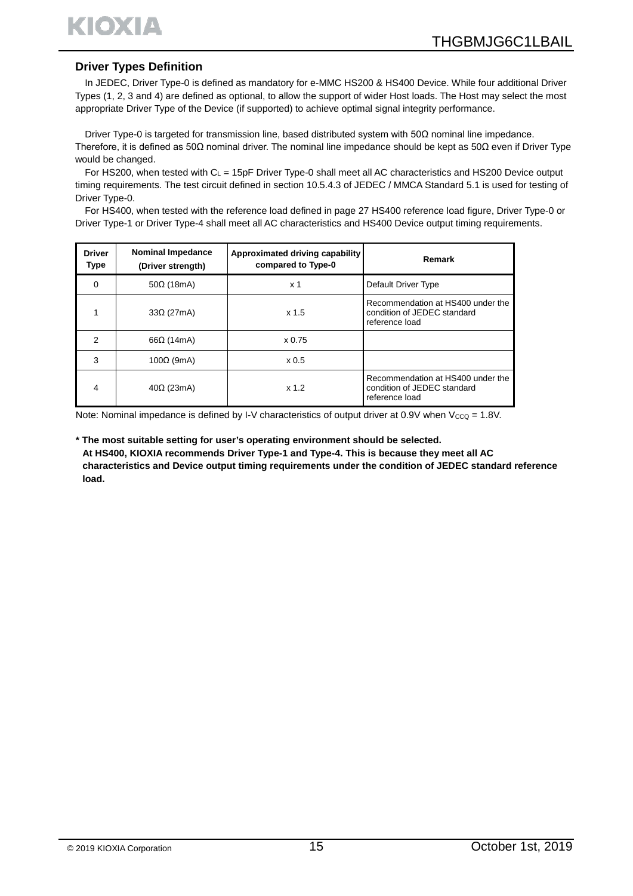## Driver Types Definition

In JEDEC, Driver Type-0 is defined as mandatory for e-MMC HS200 & HS400 Device. While four additional Driver Types (1, 2, 3 and 4) are defined as optional, to allow the support of wider Host loads. The Host may select the most appropriate Driver Type of the Device (if supported) to achieve optimal signal integrity performance.

Driver Type-0 is targeted for transmission line, based distributed system with 50Ω nominal line impedance. Therefore, it is defined as 50Ω nominal driver. The nominal line impedance should be kept as 50Ω even if Driver Type would be changed.

For HS200, when tested with $C_L$ = 15pF Driver Type-0 shall meet all AC characteristics and HS200 Device output timing requirements. The test circuit defined in section 10.5.4.3 of JEDEC / MMCA Standard 5.1 is used for testing of Driver Type-0.

For HS400, when tested with the reference load defined in page 27 HS400 reference load figure, Driver Type-0 or Driver Type-1 or Driver Type-4 shall meet all AC characteristics and HS400 Device output timing requirements.

| Driver Type | Nominal Impedance (Driver strength) | Approximated driving capability compared to Type-0 | Remark |
|---|---|---|---|
| 0 | 50Ω (18mA) | x 1 | Default Driver Type |
| 1 | 33Ω (27mA) | x 1.5 | Recommendation at HS400 under the condition of JEDEC standard reference load |
| 2 | 66Ω (14mA) | x 0.75 | |
| 3 | 100Ω (9mA) | x 0.5 | |
| 4 | 40Ω (23mA) | x 1.2 | Recommendation at HS400 under the condition of JEDEC standard reference load |

Note: Nominal impedance is defined by I-V characteristics of output driver at 0.9V when $V_{CCQ}$ = 1.8V.

**\* The most suitable setting for user's operating environment should be selected.**
**At HS400, KIOXIA recommends Driver Type-1 and Type-4. This is because they meet all AC characteristics and Device output timing requirements under the condition of JEDEC standard reference load.**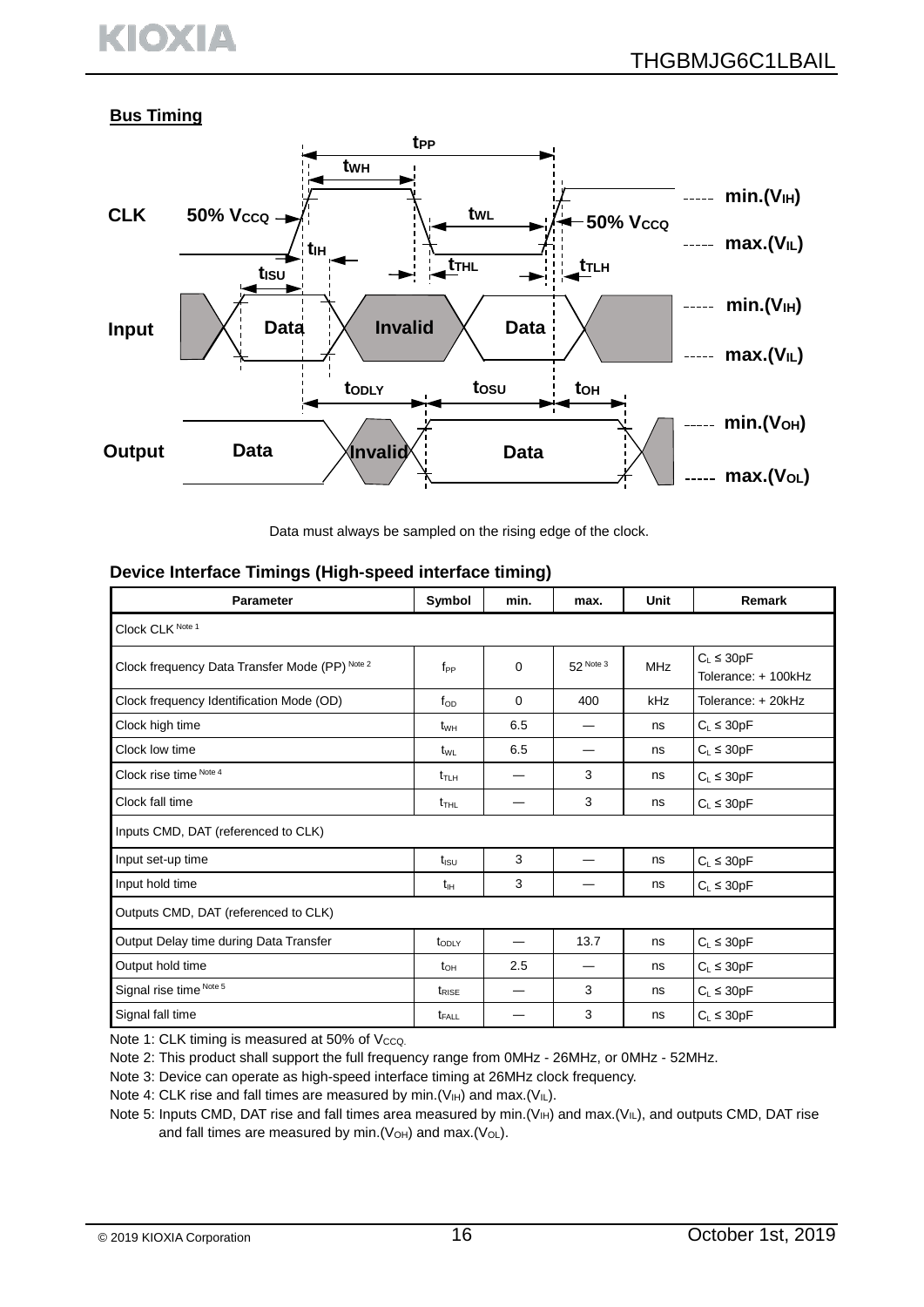**Bus Timing**

Data must always be sampled on the rising edge of the clock.

### Device Interface Timings (High-speed interface timing)

| Parameter | Symbol | min. | max. | Unit | Remark |
|---|---|---|---|---|---|
| Clock CLK [Note 1] | | | | | |
| Clock frequency Data Transfer Mode (PP) [Note 2] | $f_{PP}$ | 0 | 52 [Note 3] | MHz | $C_L \leq 30pF$ Tolerance: + 100kHz |
| Clock frequency Identification Mode (OD) | $f_{OD}$ | 0 | 400 | kHz | Tolerance: + 20kHz |
| Clock high time | $t_{WH}$ | 6.5 | — | ns | $C_L \leq 30pF$ |
| Clock low time | $t_{WL}$ | 6.5 | — | ns | $C_L \leq 30pF$ |
| Clock rise time [Note 4] | $t_{TLH}$ | — | 3 | ns | $C_L \leq 30pF$ |
| Clock fall time | $t_{THL}$ | — | 3 | ns | $C_L \leq 30pF$ |
| Inputs CMD, DAT (referenced to CLK) | | | | | |
| Input set-up time | $t_{ISU}$ | 3 | — | ns | $C_L \leq 30pF$ |
| Input hold time | $t_{IH}$ | 3 | — | ns | $C_L \leq 30pF$ |
| Outputs CMD, DAT (referenced to CLK) | | | | | |
| Output Delay time during Data Transfer | $t_{ODLY}$ | — | 13.7 | ns | $C_L \leq 30pF$ |
| Output hold time | $t_{OH}$ | 2.5 | — | ns | $C_L \leq 30pF$ |
| Signal rise time [Note 5] | $t_{RISE}$ | — | 3 | ns | $C_L \leq 30pF$ |
| Signal fall time | $t_{FALL}$ | — | 3 | ns | $C_L \leq 30pF$ |

Note 1: CLK timing is measured at 50% of $V_{CCQ}$.

Note 2: This product shall support the full frequency range from 0MHz - 26MHz, or 0MHz - 52MHz.

Note 3: Device can operate as high-speed interface timing at 26MHz clock frequency.

Note 4: CLK rise and fall times are measured by min.($V_{IH}$) and max.($V_{IL}$).

Note 5: Inputs CMD, DAT rise and fall times area measured by min.($V_{IH}$) and max.($V_{IL}$), and outputs CMD, DAT rise and fall times are measured by min.($V_{OH}$) and max.($V_{OL}$).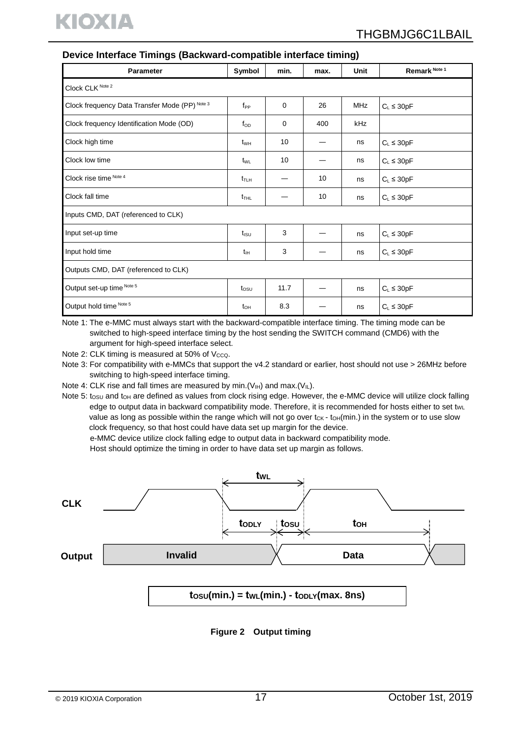## Device Interface Timings (Backward-compatible interface timing)

| Parameter | Symbol | min. | max. | Unit | Remark Note 1 |
|---|---|---|---|---|---|
| Clock CLK Note 2 | | | | | |
| Clock frequency Data Transfer Mode (PP) Note 3 | $f_{PP}$ | 0 | 26 | MHz | $C_L \leq 30pF$ |
| Clock frequency Identification Mode (OD) | $f_{OD}$ | 0 | 400 | kHz | |
| Clock high time | $t_{WH}$ | 10 | — | ns | $C_L \leq 30pF$ |
| Clock low time | $t_{WL}$ | 10 | — | ns | $C_L \leq 30pF$ |
| Clock rise time Note 4 | $t_{TLH}$ | — | 10 | ns | $C_L \leq 30pF$ |
| Clock fall time | $t_{THL}$ | — | 10 | ns | $C_L \leq 30pF$ |
| Inputs CMD, DAT (referenced to CLK) | | | | | |
| Input set-up time | $t_{ISU}$ | 3 | — | ns | $C_L \leq 30pF$ |
| Input hold time | $t_{IH}$ | 3 | — | ns | $C_L \leq 30pF$ |
| Outputs CMD, DAT (referenced to CLK) | | | | | |
| Output set-up time Note 5 | $t_{OSU}$ | 11.7 | — | ns | $C_L \leq 30pF$ |
| Output hold time Note 5 | $t_{OH}$ | 8.3 | — | ns | $C_L \leq 30pF$ |

Note 1: The e-MMC must always start with the backward-compatible interface timing. The timing mode can be switched to high-speed interface timing by the host sending the SWITCH command (CMD6) with the argument for high-speed interface select.

Note 2: CLK timing is measured at 50% of $V_{CCQ}$.

Note 3: For compatibility with e-MMCs that support the v4.2 standard or earlier, host should not use > 26MHz before switching to high-speed interface timing.

Note 4: CLK rise and fall times are measured by min.($V_{IH}$) and max.($V_{IL}$).

Note 5: $t_{OSU}$ and $t_{OH}$ are defined as values from clock rising edge. However, the e-MMC device will utilize clock falling edge to output data in backward compatibility mode. Therefore, it is recommended for hosts either to set $t_{WL}$ value as long as possible within the range which will not go over $t_{CK}$ - $t_{OH}$(min.) in the system or to use slow clock frequency, so that host could have data set up margin for the device.
e-MMC device utilize clock falling edge to output data in backward compatibility mode.
Host should optimize the timing in order to have data set up margin as follows.

$t_{OSU}$(min.) = $t_{WL}$(min.) - $t_{ODLY}$(max. 8ns)

**Figure 2 Output timing**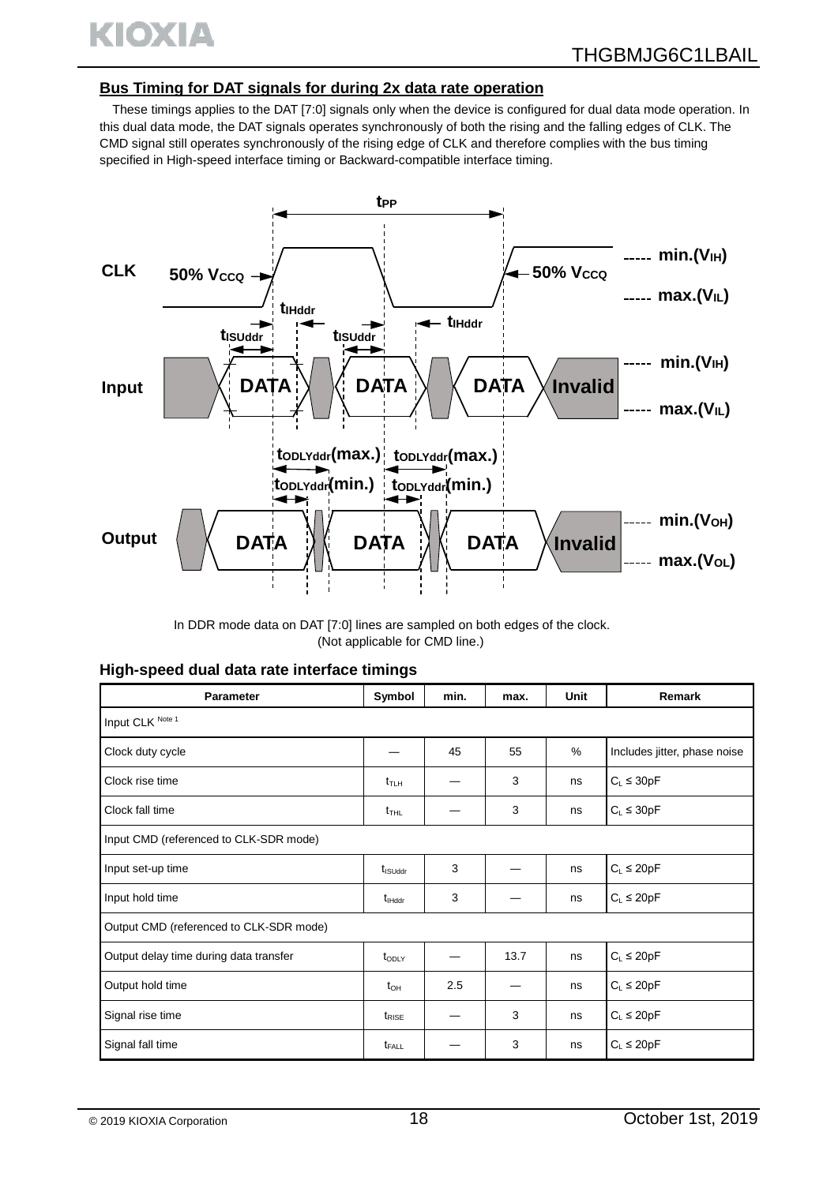## Bus Timing for DAT signals for during 2x data rate operation

These timings applies to the DAT [7:0] signals only when the device is configured for dual data mode operation. In this dual data mode, the DAT signals operates synchronously of both the rising and the falling edges of CLK. The CMD signal still operates synchronously of the rising edge of CLK and therefore complies with the bus timing specified in High-speed interface timing or Backward-compatible interface timing.

In DDR mode data on DAT [7:0] lines are sampled on both edges of the clock.
(Not applicable for CMD line.)

### High-speed dual data rate interface timings

| Parameter | Symbol | min. | max. | Unit | Remark |
|---|---|---|---|---|---|
| Input CLK Note 1 | | | | | |
| Clock duty cycle | — | 45 | 55 | % | Includes jitter, phase noise |
| Clock rise time | $t_{TLH}$ | — | 3 | ns | $C_L \leq 30pF$ |
| Clock fall time | $t_{THL}$ | — | 3 | ns | $C_L \leq 30pF$ |
| Input CMD (referenced to CLK-SDR mode) | | | | | |
| Input set-up time | $t_{ISUddr}$ | 3 | — | ns | $C_L \leq 20pF$ |
| Input hold time | $t_{IHddr}$ | 3 | — | ns | $C_L \leq 20pF$ |
| Output CMD (referenced to CLK-SDR mode) | | | | | |
| Output delay time during data transfer | $t_{ODLY}$ | — | 13.7 | ns | $C_L \leq 20pF$ |
| Output hold time | $t_{OH}$ | 2.5 | — | ns | $C_L \leq 20pF$ |
| Signal rise time | $t_{RISE}$ | — | 3 | ns | $C_L \leq 20pF$ |
| Signal fall time | $t_{FALL}$ | — | 3 | ns | $C_L \leq 20pF$ |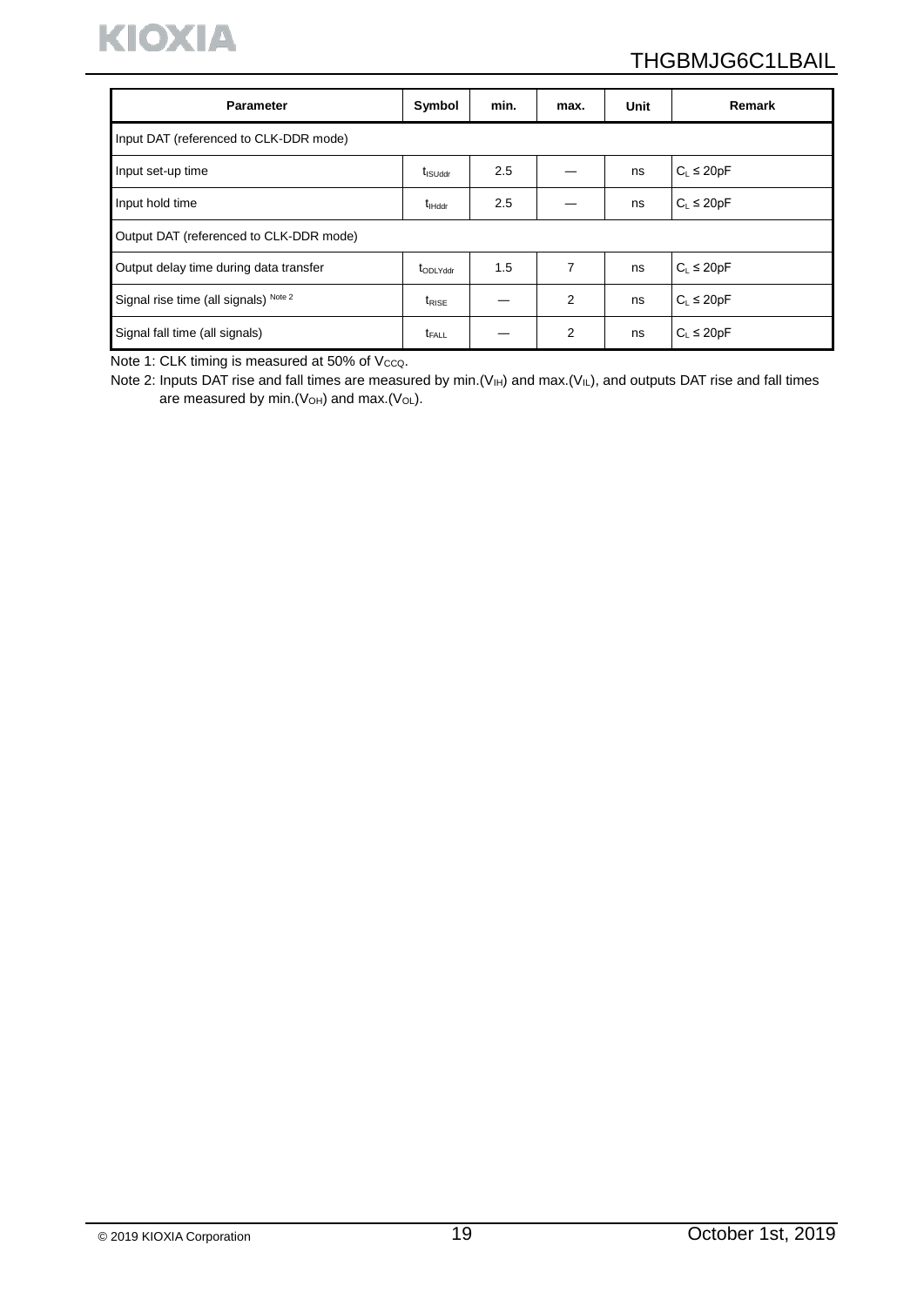| Parameter | Symbol | min. | max. | Unit | Remark |
|---|---|---|---|---|---|
| Input DAT (referenced to CLK-DDR mode) | | | | | |
| Input set-up time | $t_{ISUddr}$ | 2.5 | — | ns | $C_L \leq 20pF$ |
| Input hold time | $t_{IHddr}$ | 2.5 | — | ns | $C_L \leq 20pF$ |
| Output DAT (referenced to CLK-DDR mode) | | | | | |
| Output delay time during data transfer | $t_{ODLYddr}$ | 1.5 | 7 | ns | $C_L \leq 20pF$ |
| Signal rise time (all signals) Note 2 | $t_{RISE}$ | — | 2 | ns | $C_L \leq 20pF$ |
| Signal fall time (all signals) | $t_{FALL}$ | — | 2 | ns | $C_L \leq 20pF$ |

Note 1: CLK timing is measured at 50% of $V_{CCQ}$.

Note 2: Inputs DAT rise and fall times are measured by min.($V_{IH}$) and max.($V_{IL}$), and outputs DAT rise and fall times are measured by min.($V_{OH}$) and max.($V_{OL}$).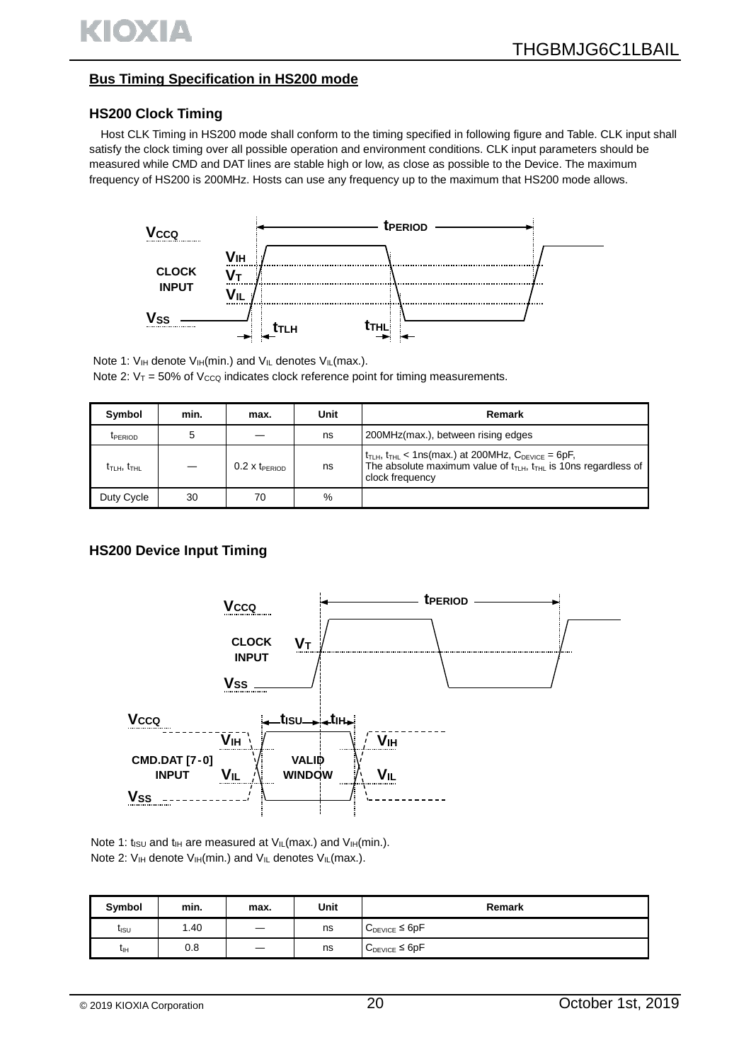## Bus Timing Specification in HS200 mode

### HS200 Clock Timing

Host CLK Timing in HS200 mode shall conform to the timing specified in following figure and Table. CLK input shall satisfy the clock timing over all possible operation and environment conditions. CLK input parameters should be measured while CMD and DAT lines are stable high or low, as close as possible to the Device. The maximum frequency of HS200 is 200MHz. Hosts can use any frequency up to the maximum that HS200 mode allows.

Note 1: $V_{IH}$ denote $V_{IH}$(min.) and $V_{IL}$ denotes $V_{IL}$(max.).

Note 2: $V_T$ = 50% of $V_{CCQ}$ indicates clock reference point for timing measurements.

| Symbol | min. | max. | Unit | Remark |
|---|---|---|---|---|
| $t_{PERIOD}$ | 5 | — | ns | 200MHz(max.), between rising edges |
| $t_{TLH}$, $t_{THL}$ | — | 0.2 x $t_{PERIOD}$ | ns | $t_{TLH}$, $t_{THL}$ < 1ns(max.) at 200MHz, $C_{DEVICE}$ = 6pF, The absolute maximum value of $t_{TLH}$, $t_{THL}$ is 10ns regardless of clock frequency |
| Duty Cycle | 30 | 70 | % | |

### HS200 Device Input Timing

Note 1: $t_{ISU}$ and $t_{IH}$ are measured at $V_{IL}$(max.) and $V_{IH}$(min.).

Note 2: $V_{IH}$ denote $V_{IH}$(min.) and $V_{IL}$ denotes $V_{IL}$(max.).

| Symbol | min. | max. | Unit | Remark |
|---|---|---|---|---|
| $t_{ISU}$ | 1.40 | — | ns | $C_{DEVICE} \leq 6pF$ |
| $t_{IH}$ | 0.8 | — | ns | $C_{DEVICE} \leq 6pF$ |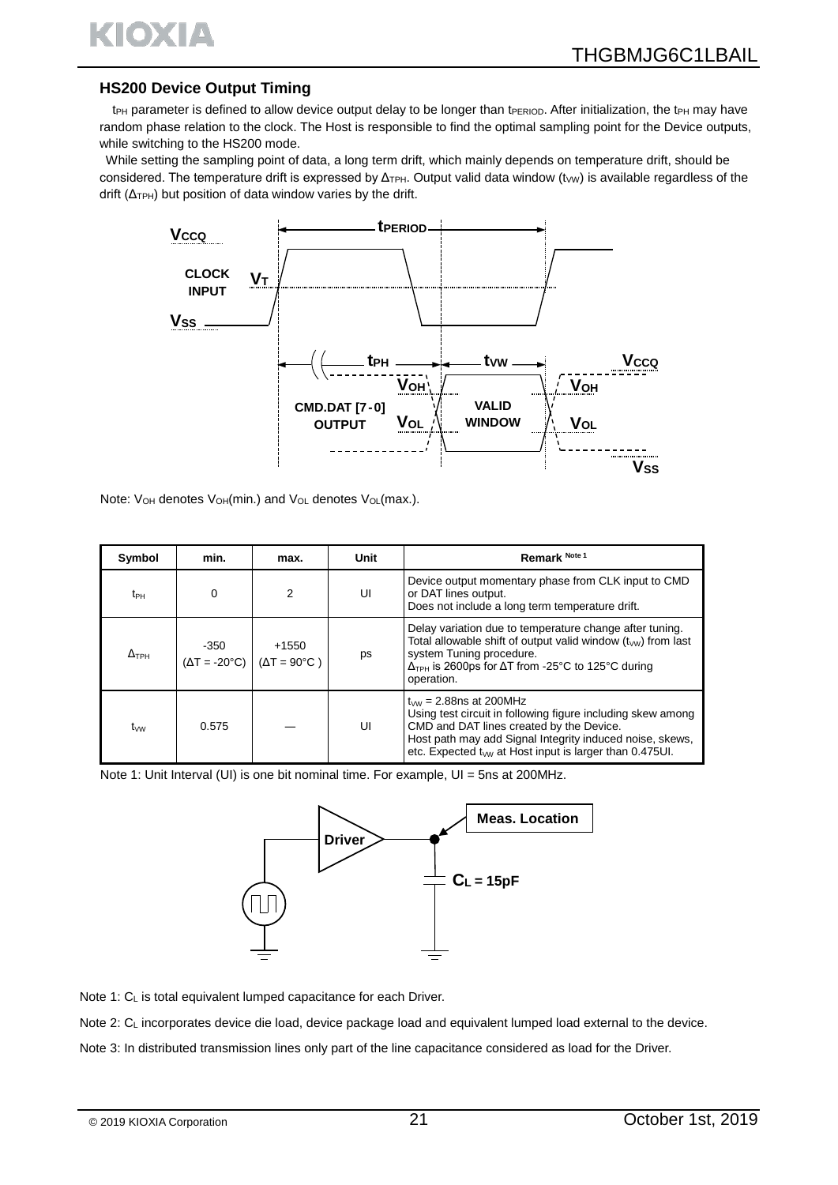### HS200 Device Output Timing

$t_{PH}$ parameter is defined to allow device output delay to be longer than $t_{PERIOD}$. After initialization, the $t_{PH}$ may have random phase relation to the clock. The Host is responsible to find the optimal sampling point for the Device outputs, while switching to the HS200 mode.

While setting the sampling point of data, a long term drift, which mainly depends on temperature drift, should be considered. The temperature drift is expressed by $\Delta_{TPH}$. Output valid data window ($t_{VW}$) is available regardless of the drift ($\Delta_{TPH}$) but position of data window varies by the drift.

Note: $V_{OH}$ denotes $V_{OH}$(min.) and $V_{OL}$ denotes $V_{OL}$(max.).

| Symbol | min. | max. | Unit | Remark Note 1 |
|---|---|---|---|---|
| $t_{PH}$ | 0 | 2 | UI | Device output momentary phase from CLK input to CMD or DAT lines output. Does not include a long term temperature drift. |
| $\Delta_{TPH}$ | -350 ($\Delta T$ = -20°C) | +1550 ($\Delta T$ = 90°C ) | ps | Delay variation due to temperature change after tuning. Total allowable shift of output valid window ($t_{VW}$) from last system Tuning procedure. $\Delta_{TPH}$ is 2600ps for $\Delta T$ from -25°C to 125°C during operation. |
| $t_{VW}$ | 0.575 | — | UI | $t_{VW}$ = 2.88ns at 200MHz Using test circuit in following figure including skew among CMD and DAT lines created by the Device. Host path may add Signal Integrity induced noise, skews, etc. Expected $t_{VW}$ at Host input is larger than 0.475UI. |

Note 1: Unit Interval (UI) is one bit nominal time. For example, UI = 5ns at 200MHz.

Note 1: $C_L$ is total equivalent lumped capacitance for each Driver.

Note 2: $C_L$ incorporates device die load, device package load and equivalent lumped load external to the device.

Note 3: In distributed transmission lines only part of the line capacitance considered as load for the Driver.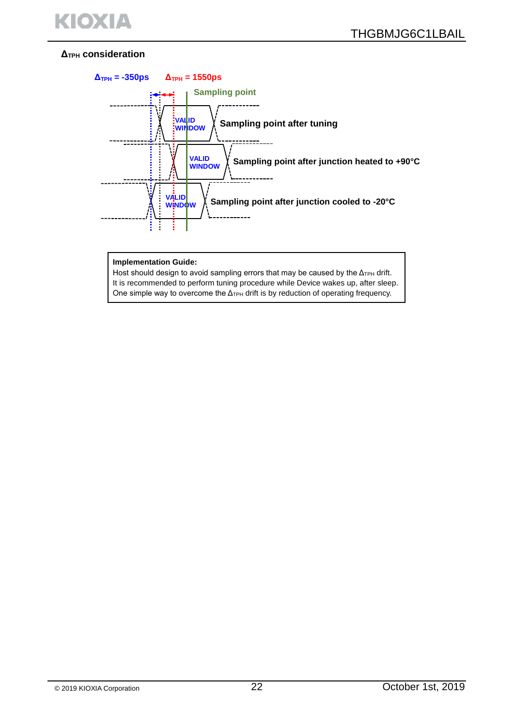**$\Delta_{TPH}$ consideration**

$\Delta_{TPH}$ = -350ps   $\Delta_{TPH}$ = 1550ps

Sampling point

VALID WINDOW — Sampling point after tuning

VALID WINDOW — Sampling point after junction heated to +90°C

VALID WINDOW — Sampling point after junction cooled to -20°C

**Implementation Guide:**
Host should design to avoid sampling errors that may be caused by the $\Delta_{TPH}$ drift.
It is recommended to perform tuning procedure while Device wakes up, after sleep.
One simple way to overcome the $\Delta_{TPH}$ drift is by reduction of operating frequency.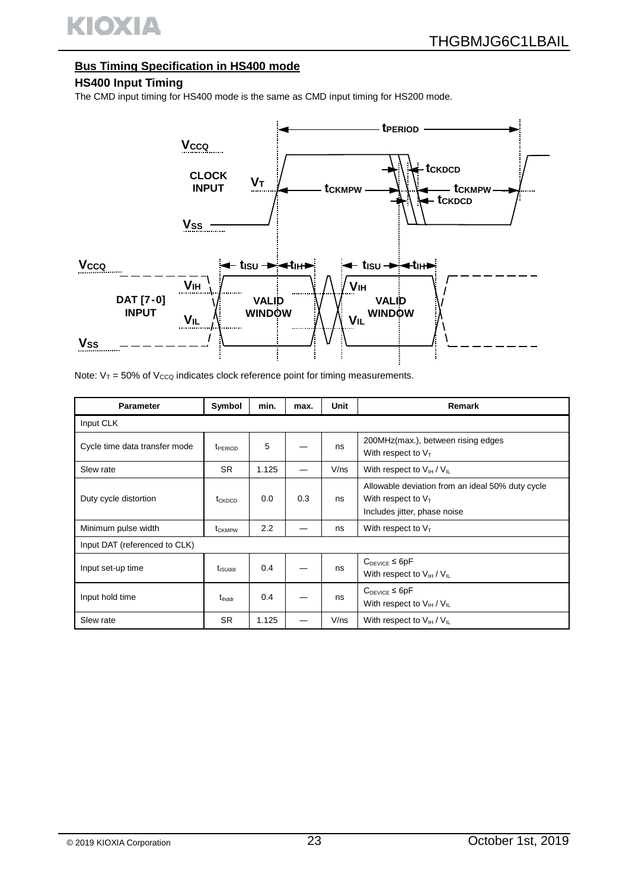## Bus Timing Specification in HS400 mode

### HS400 Input Timing

The CMD input timing for HS400 mode is the same as CMD input timing for HS200 mode.

Note: $V_T$ = 50% of $V_{CCQ}$ indicates clock reference point for timing measurements.

| Parameter | Symbol | min. | max. | Unit | Remark |
|---|---|---|---|---|---|
| Input CLK | | | | | |
| Cycle time data transfer mode | $t_{PERIOD}$ | 5 | — | ns | 200MHz(max.), between rising edges<br>With respect to $V_T$ |
| Slew rate | SR | 1.125 | — | V/ns | With respect to $V_{IH}$ / $V_{IL}$ |
| Duty cycle distortion | $t_{CKDCD}$ | 0.0 | 0.3 | ns | Allowable deviation from an ideal 50% duty cycle<br>With respect to $V_T$<br>Includes jitter, phase noise |
| Minimum pulse width | $t_{CKMPW}$ | 2.2 | — | ns | With respect to $V_T$ |
| Input DAT (referenced to CLK) | | | | | |
| Input set-up time | $t_{ISUddr}$ | 0.4 | — | ns | $C_{DEVICE} \leq$ 6pF<br>With respect to $V_{IH}$ / $V_{IL}$ |
| Input hold time | $t_{IHddr}$ | 0.4 | — | ns | $C_{DEVICE} \leq$ 6pF<br>With respect to $V_{IH}$ / $V_{IL}$ |
| Slew rate | SR | 1.125 | — | V/ns | With respect to $V_{IH}$ / $V_{IL}$ |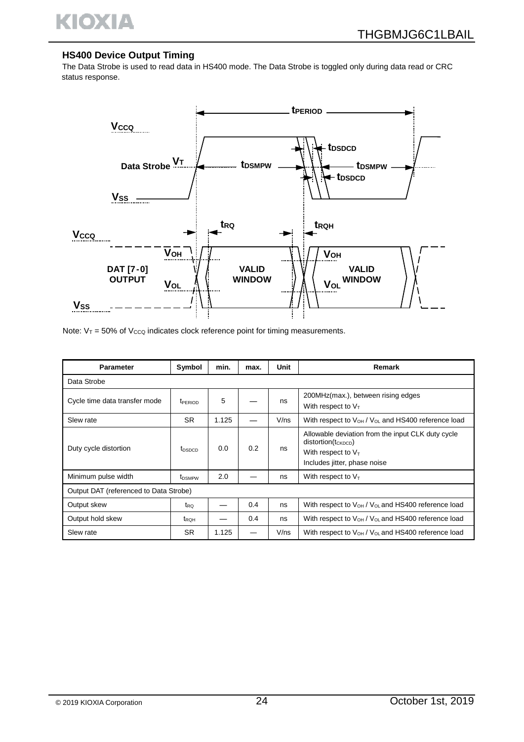### HS400 Device Output Timing

The Data Strobe is used to read data in HS400 mode. The Data Strobe is toggled only during data read or CRC status response.

Note: $V_T$ = 50% of $V_{CCQ}$ indicates clock reference point for timing measurements.

| Parameter | Symbol | min. | max. | Unit | Remark |
|---|---|---|---|---|---|
| Data Strobe | | | | | |
| Cycle time data transfer mode | $t_{PERIOD}$ | 5 | — | ns | 200MHz(max.), between rising edges<br>With respect to $V_T$ |
| Slew rate | SR | 1.125 | — | V/ns | With respect to $V_{OH}$ / $V_{OL}$ and HS400 reference load |
| Duty cycle distortion | $t_{DSDCD}$ | 0.0 | 0.2 | ns | Allowable deviation from the input CLK duty cycle distortion($t_{CKDCD}$)<br>With respect to $V_T$<br>Includes jitter, phase noise |
| Minimum pulse width | $t_{DSMPW}$ | 2.0 | — | ns | With respect to $V_T$ |
| Output DAT (referenced to Data Strobe) | | | | | |
| Output skew | $t_{RQ}$ | — | 0.4 | ns | With respect to $V_{OH}$ / $V_{OL}$ and HS400 reference load |
| Output hold skew | $t_{RQH}$ | — | 0.4 | ns | With respect to $V_{OH}$ / $V_{OL}$ and HS400 reference load |
| Slew rate | SR | 1.125 | — | V/ns | With respect to $V_{OH}$ / $V_{OL}$ and HS400 reference load |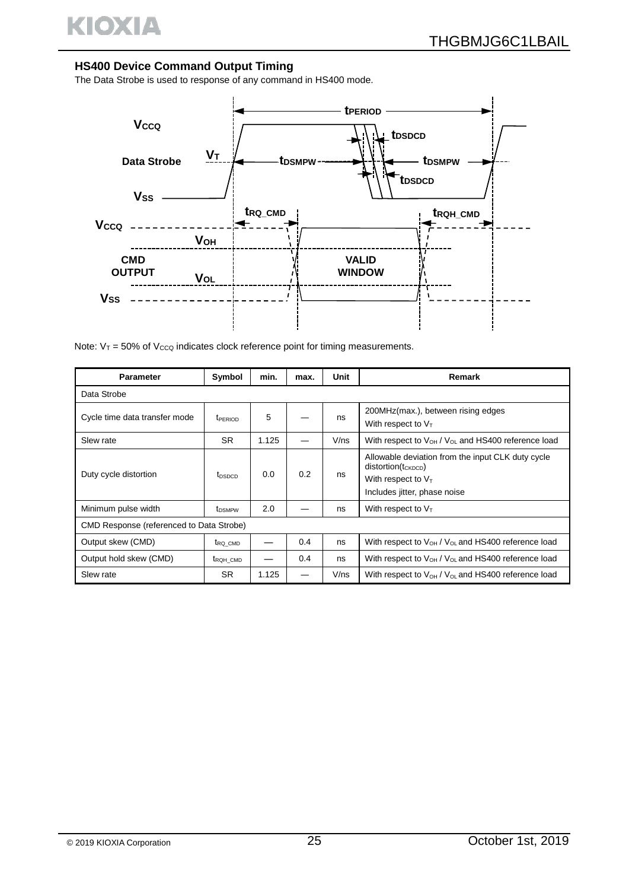### HS400 Device Command Output Timing

The Data Strobe is used to response of any command in HS400 mode.

Note: $V_T$ = 50% of $V_{CCQ}$ indicates clock reference point for timing measurements.

| Parameter | Symbol | min. | max. | Unit | Remark |
|---|---|---|---|---|---|
| Data Strobe | | | | | |
| Cycle time data transfer mode | $t_{PERIOD}$ | 5 | — | ns | 200MHz(max.), between rising edges<br>With respect to $V_T$ |
| Slew rate | SR | 1.125 | — | V/ns | With respect to $V_{OH}$ / $V_{OL}$ and HS400 reference load |
| Duty cycle distortion | $t_{DSDCD}$ | 0.0 | 0.2 | ns | Allowable deviation from the input CLK duty cycle distortion($t_{CKDCD}$)<br>With respect to $V_T$<br>Includes jitter, phase noise |
| Minimum pulse width | $t_{DSMPW}$ | 2.0 | — | ns | With respect to $V_T$ |
| CMD Response (referenced to Data Strobe) | | | | | |
| Output skew (CMD) | $t_{RQ\_CMD}$ | — | 0.4 | ns | With respect to $V_{OH}$ / $V_{OL}$ and HS400 reference load |
| Output hold skew (CMD) | $t_{RQH\_CMD}$ | — | 0.4 | ns | With respect to $V_{OH}$ / $V_{OL}$ and HS400 reference load |
| Slew rate | SR | 1.125 | — | V/ns | With respect to $V_{OH}$ / $V_{OL}$ and HS400 reference load |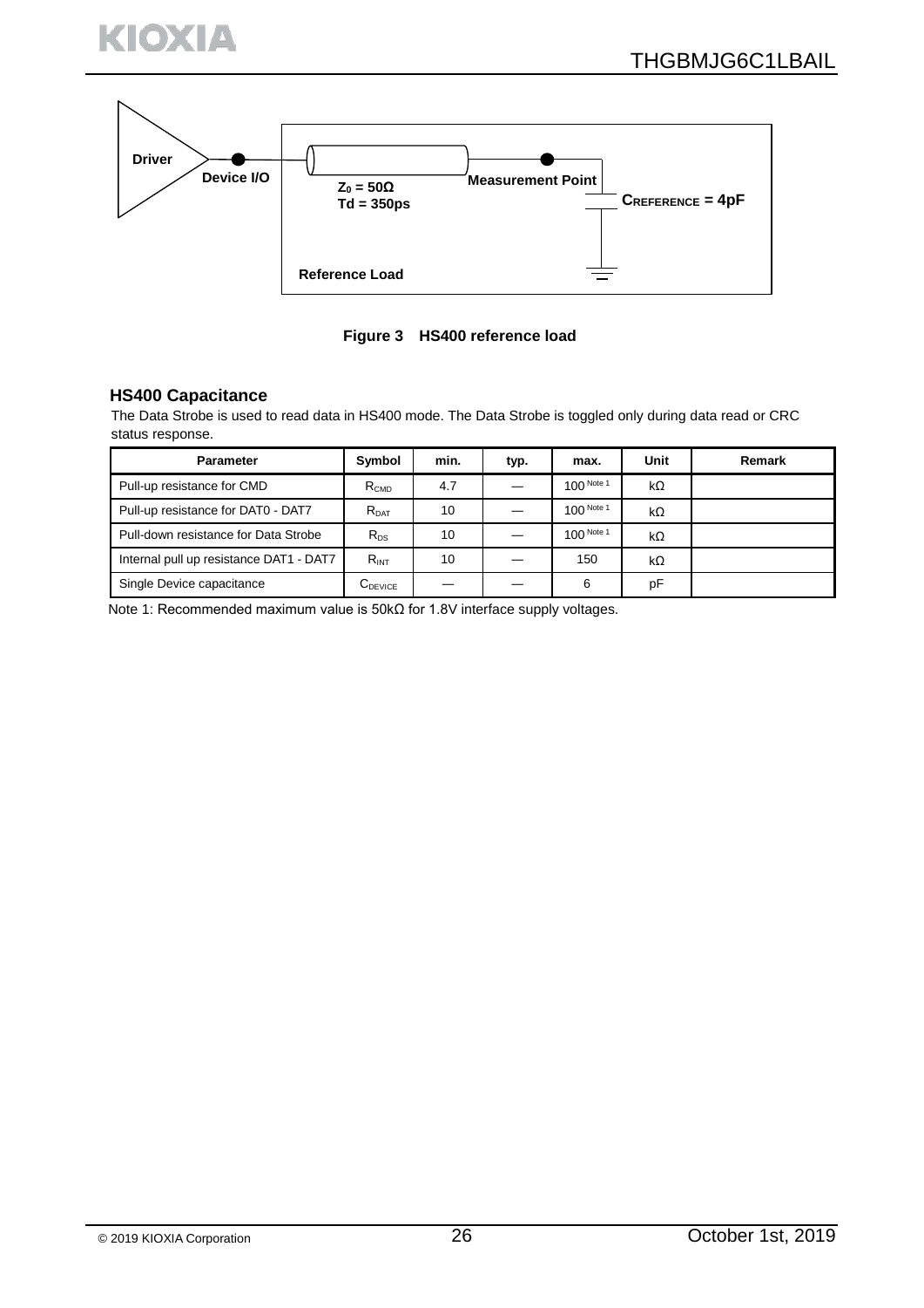Driver

Device I/O

$Z_0 = 50\Omega$
Td = 350ps

Measurement Point

$C_{REFERENCE} = 4pF$

Reference Load

**Figure 3 HS400 reference load**

### HS400 Capacitance

The Data Strobe is used to read data in HS400 mode. The Data Strobe is toggled only during data read or CRC status response.

| Parameter | Symbol | min. | typ. | max. | Unit | Remark |
|---|---|---|---|---|---|---|
| Pull-up resistance for CMD | $R_{CMD}$ | 4.7 | — | 100 Note 1 | kΩ | |
| Pull-up resistance for DAT0 - DAT7 | $R_{DAT}$ | 10 | — | 100 Note 1 | kΩ | |
| Pull-down resistance for Data Strobe | $R_{DS}$ | 10 | — | 100 Note 1 | kΩ | |
| Internal pull up resistance DAT1 - DAT7 | $R_{INT}$ | 10 | — | 150 | kΩ | |
| Single Device capacitance | $C_{DEVICE}$ | — | — | 6 | pF | |

Note 1: Recommended maximum value is 50kΩ for 1.8V interface supply voltages.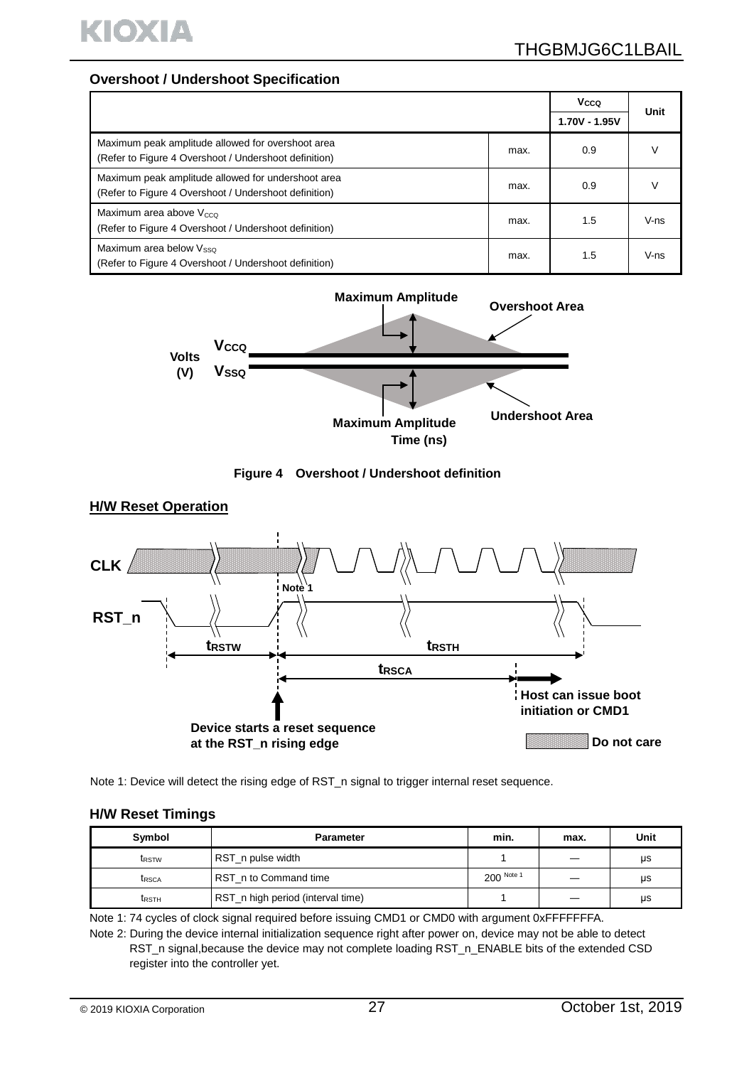### Overshoot / Undershoot Specification

| | | $V_{CCQ}$ | Unit |
|---|---|---|---|
| | | 1.70V - 1.95V | |
| Maximum peak amplitude allowed for overshoot area (Refer to Figure 4 Overshoot / Undershoot definition) | max. | 0.9 | V |
| Maximum peak amplitude allowed for undershoot area (Refer to Figure 4 Overshoot / Undershoot definition) | max. | 0.9 | V |
| Maximum area above $V_{CCQ}$ (Refer to Figure 4 Overshoot / Undershoot definition) | max. | 1.5 | V-ns |
| Maximum area below $V_{SSQ}$ (Refer to Figure 4 Overshoot / Undershoot definition) | max. | 1.5 | V-ns |

**Figure 4 Overshoot / Undershoot definition**

### H/W Reset Operation

Note 1: Device will detect the rising edge of RST_n signal to trigger internal reset sequence.

### H/W Reset Timings

| Symbol | Parameter | min. | max. | Unit |
|---|---|---|---|---|
| $t_{RSTW}$ | RST_n pulse width | 1 | — | μs |
| $t_{RSCA}$ | RST_n to Command time | 200 Note 1 | — | μs |
| $t_{RSTH}$ | RST_n high period (interval time) | 1 | — | μs |

Note 1: 74 cycles of clock signal required before issuing CMD1 or CMD0 with argument 0xFFFFFFFA.

Note 2: During the device internal initialization sequence right after power on, device may not be able to detect RST_n signal,because the device may not complete loading RST_n_ENABLE bits of the extended CSD register into the controller yet.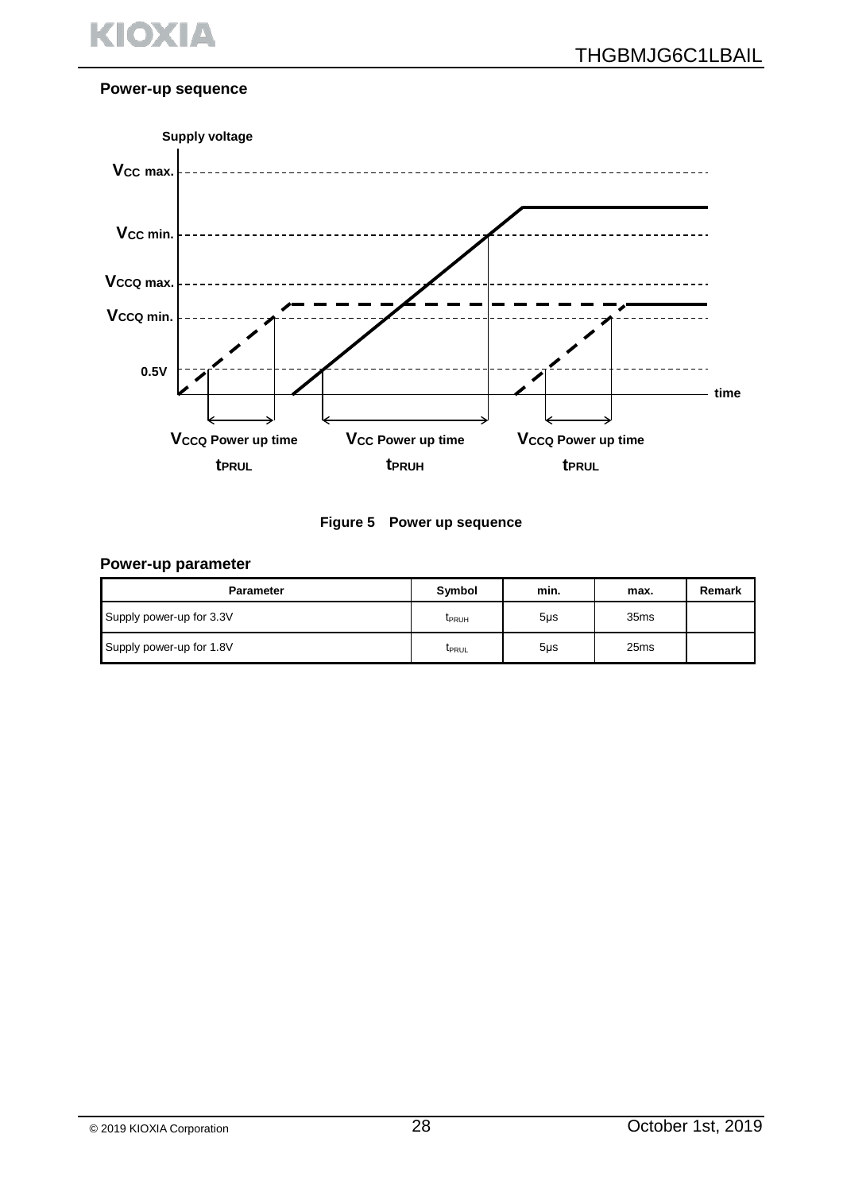### Power-up sequence

Figure 5 Power up sequence

### Power-up parameter

| Parameter | Symbol | min. | max. | Remark |
|---|---|---|---|---|
| Supply power-up for 3.3V | $t_{PRUH}$ | 5μs | 35ms | |
| Supply power-up for 1.8V | $t_{PRUL}$ | 5μs | 25ms | |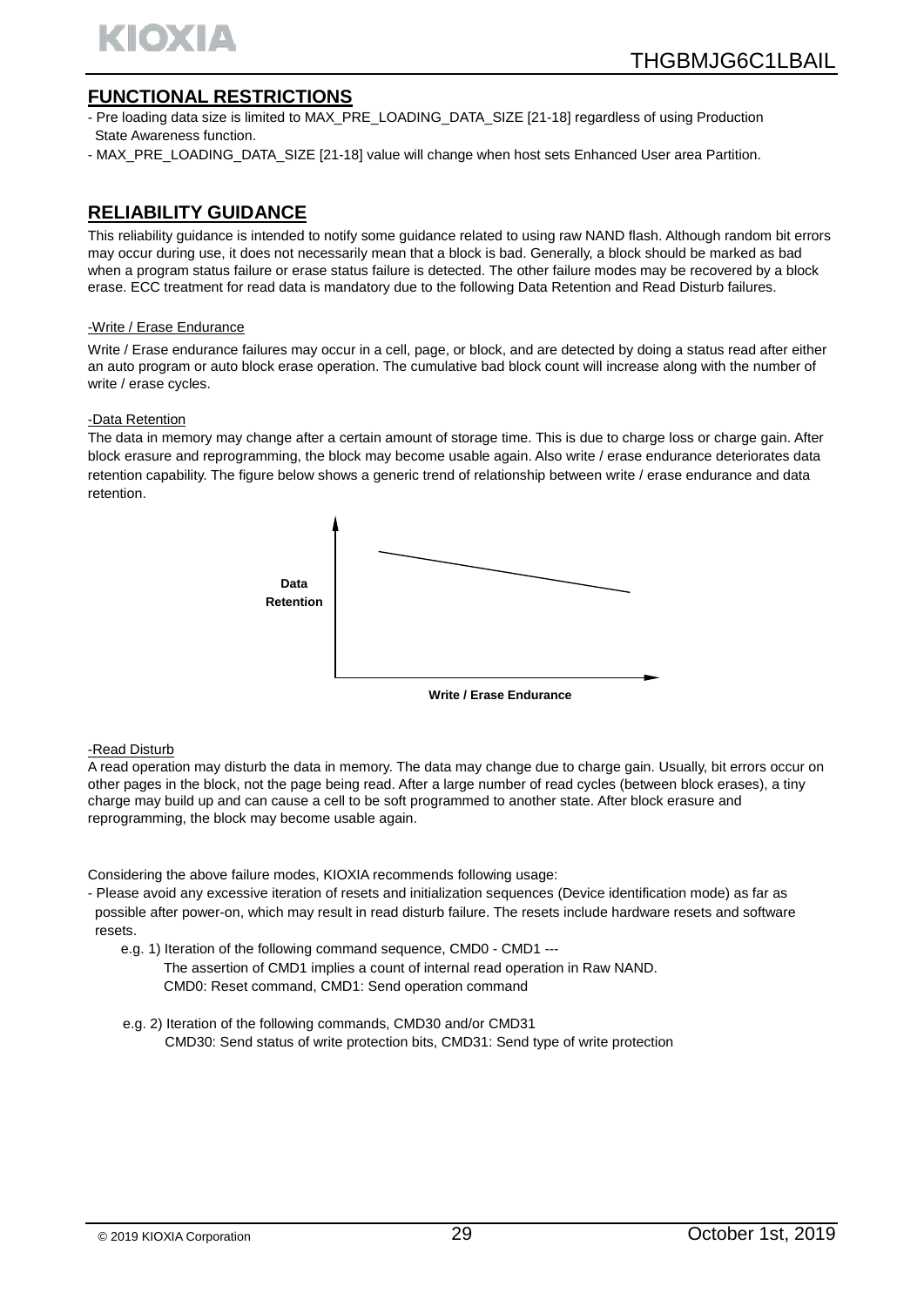## FUNCTIONAL RESTRICTIONS

- Pre loading data size is limited to MAX_PRE_LOADING_DATA_SIZE [21-18] regardless of using Production State Awareness function.
- MAX_PRE_LOADING_DATA_SIZE [21-18] value will change when host sets Enhanced User area Partition.

## RELIABILITY GUIDANCE

This reliability guidance is intended to notify some guidance related to using raw NAND flash. Although random bit errors may occur during use, it does not necessarily mean that a block is bad. Generally, a block should be marked as bad when a program status failure or erase status failure is detected. The other failure modes may be recovered by a block erase. ECC treatment for read data is mandatory due to the following Data Retention and Read Disturb failures.

-Write / Erase Endurance

Write / Erase endurance failures may occur in a cell, page, or block, and are detected by doing a status read after either an auto program or auto block erase operation. The cumulative bad block count will increase along with the number of write / erase cycles.

-Data Retention

The data in memory may change after a certain amount of storage time. This is due to charge loss or charge gain. After block erasure and reprogramming, the block may become usable again. Also write / erase endurance deteriorates data retention capability. The figure below shows a generic trend of relationship between write / erase endurance and data retention.

Data Retention

Write / Erase Endurance

-Read Disturb

A read operation may disturb the data in memory. The data may change due to charge gain. Usually, bit errors occur on other pages in the block, not the page being read. After a large number of read cycles (between block erases), a tiny charge may build up and can cause a cell to be soft programmed to another state. After block erasure and reprogramming, the block may become usable again.

Considering the above failure modes, KIOXIA recommends following usage:

- Please avoid any excessive iteration of resets and initialization sequences (Device identification mode) as far as possible after power-on, which may result in read disturb failure. The resets include hardware resets and software resets.

  e.g. 1) Iteration of the following command sequence, CMD0 - CMD1 ---
  The assertion of CMD1 implies a count of internal read operation in Raw NAND.
  CMD0: Reset command, CMD1: Send operation command

  e.g. 2) Iteration of the following commands, CMD30 and/or CMD31
  CMD30: Send status of write protection bits, CMD31: Send type of write protection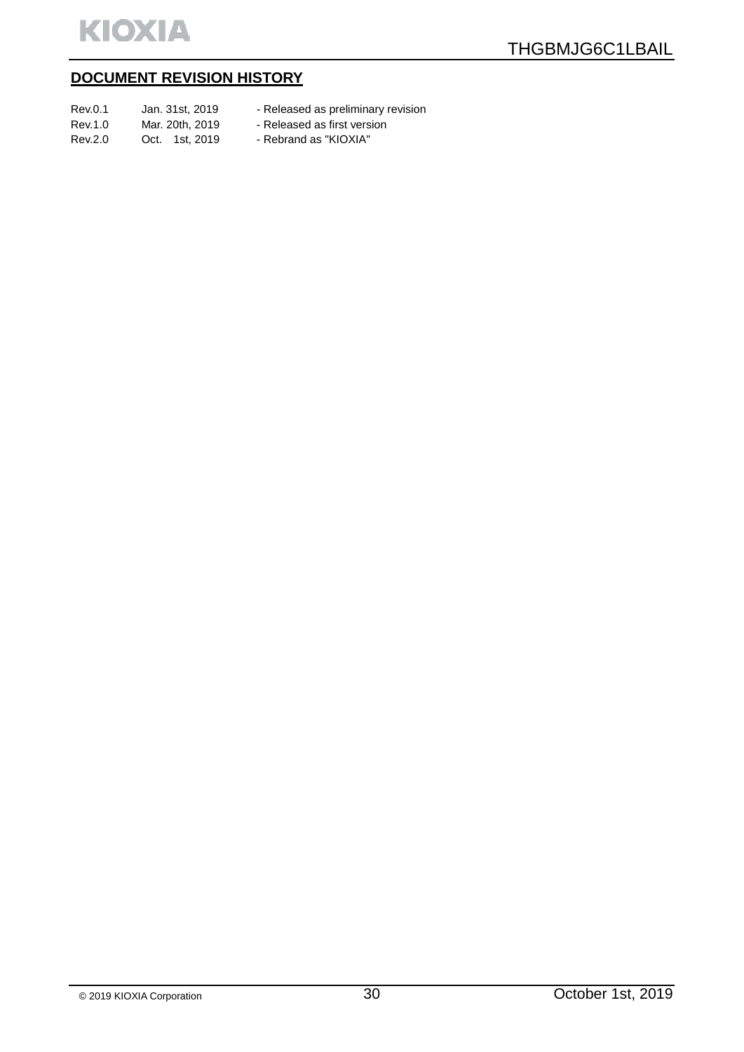## DOCUMENT REVISION HISTORY

| | | |
|---|---|---|
| Rev.0.1 | Jan. 31st, 2019 | - Released as preliminary revision |
| Rev.1.0 | Mar. 20th, 2019 | - Released as first version |
| Rev.2.0 | Oct. 1st, 2019 | - Rebrand as "KIOXIA" |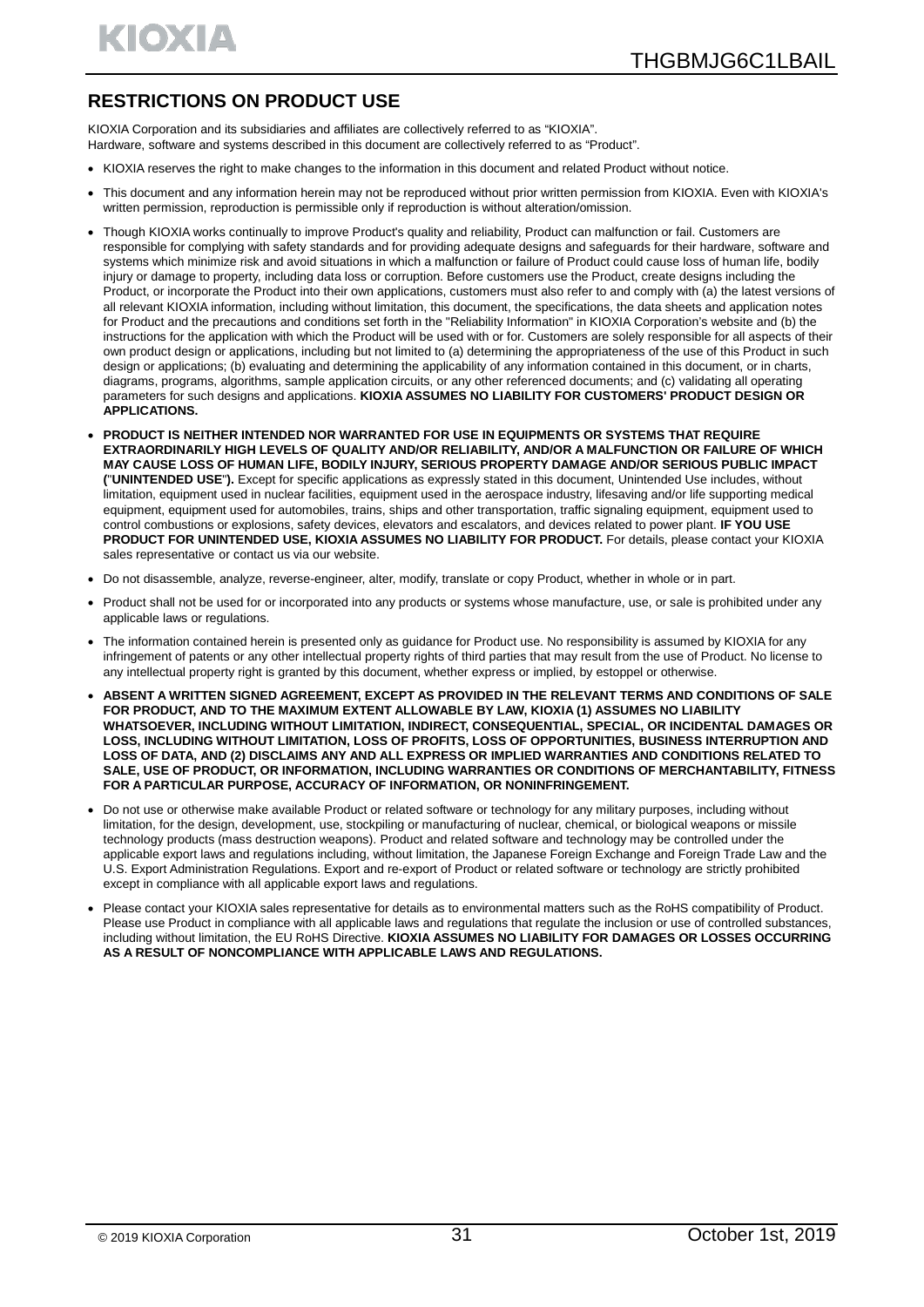## RESTRICTIONS ON PRODUCT USE

KIOXIA Corporation and its subsidiaries and affiliates are collectively referred to as “KIOXIA”.
Hardware, software and systems described in this document are collectively referred to as “Product”.

- KIOXIA reserves the right to make changes to the information in this document and related Product without notice.
- This document and any information herein may not be reproduced without prior written permission from KIOXIA. Even with KIOXIA's written permission, reproduction is permissible only if reproduction is without alteration/omission.
- Though KIOXIA works continually to improve Product's quality and reliability, Product can malfunction or fail. Customers are responsible for complying with safety standards and for providing adequate designs and safeguards for their hardware, software and systems which minimize risk and avoid situations in which a malfunction or failure of Product could cause loss of human life, bodily injury or damage to property, including data loss or corruption. Before customers use the Product, create designs including the Product, or incorporate the Product into their own applications, customers must also refer to and comply with (a) the latest versions of all relevant KIOXIA information, including without limitation, this document, the specifications, the data sheets and application notes for Product and the precautions and conditions set forth in the "Reliability Information" in KIOXIA Corporation's website and (b) the instructions for the application with which the Product will be used with or for. Customers are solely responsible for all aspects of their own product design or applications, including but not limited to (a) determining the appropriateness of the use of this Product in such design or applications; (b) evaluating and determining the applicability of any information contained in this document, or in charts, diagrams, programs, algorithms, sample application circuits, or any other referenced documents; and (c) validating all operating parameters for such designs and applications. **KIOXIA ASSUMES NO LIABILITY FOR CUSTOMERS' PRODUCT DESIGN OR APPLICATIONS.**
- **PRODUCT IS NEITHER INTENDED NOR WARRANTED FOR USE IN EQUIPMENTS OR SYSTEMS THAT REQUIRE EXTRAORDINARILY HIGH LEVELS OF QUALITY AND/OR RELIABILITY, AND/OR A MALFUNCTION OR FAILURE OF WHICH MAY CAUSE LOSS OF HUMAN LIFE, BODILY INJURY, SERIOUS PROPERTY DAMAGE AND/OR SERIOUS PUBLIC IMPACT ("UNINTENDED USE").** Except for specific applications as expressly stated in this document, Unintended Use includes, without limitation, equipment used in nuclear facilities, equipment used in the aerospace industry, lifesaving and/or life supporting medical equipment, equipment used for automobiles, trains, ships and other transportation, traffic signaling equipment, equipment used to control combustions or explosions, safety devices, elevators and escalators, and devices related to power plant. **IF YOU USE PRODUCT FOR UNINTENDED USE, KIOXIA ASSUMES NO LIABILITY FOR PRODUCT.** For details, please contact your KIOXIA sales representative or contact us via our website.
- Do not disassemble, analyze, reverse-engineer, alter, modify, translate or copy Product, whether in whole or in part.
- Product shall not be used for or incorporated into any products or systems whose manufacture, use, or sale is prohibited under any applicable laws or regulations.
- The information contained herein is presented only as guidance for Product use. No responsibility is assumed by KIOXIA for any infringement of patents or any other intellectual property rights of third parties that may result from the use of Product. No license to any intellectual property right is granted by this document, whether express or implied, by estoppel or otherwise.
- **ABSENT A WRITTEN SIGNED AGREEMENT, EXCEPT AS PROVIDED IN THE RELEVANT TERMS AND CONDITIONS OF SALE FOR PRODUCT, AND TO THE MAXIMUM EXTENT ALLOWABLE BY LAW, KIOXIA (1) ASSUMES NO LIABILITY WHATSOEVER, INCLUDING WITHOUT LIMITATION, INDIRECT, CONSEQUENTIAL, SPECIAL, OR INCIDENTAL DAMAGES OR LOSS, INCLUDING WITHOUT LIMITATION, LOSS OF PROFITS, LOSS OF OPPORTUNITIES, BUSINESS INTERRUPTION AND LOSS OF DATA, AND (2) DISCLAIMS ANY AND ALL EXPRESS OR IMPLIED WARRANTIES AND CONDITIONS RELATED TO SALE, USE OF PRODUCT, OR INFORMATION, INCLUDING WARRANTIES OR CONDITIONS OF MERCHANTABILITY, FITNESS FOR A PARTICULAR PURPOSE, ACCURACY OF INFORMATION, OR NONINFRINGEMENT.**
- Do not use or otherwise make available Product or related software or technology for any military purposes, including without limitation, for the design, development, use, stockpiling or manufacturing of nuclear, chemical, or biological weapons or missile technology products (mass destruction weapons). Product and related software and technology may be controlled under the applicable export laws and regulations including, without limitation, the Japanese Foreign Exchange and Foreign Trade Law and the U.S. Export Administration Regulations. Export and re-export of Product or related software or technology are strictly prohibited except in compliance with all applicable export laws and regulations.
- Please contact your KIOXIA sales representative for details as to environmental matters such as the RoHS compatibility of Product. Please use Product in compliance with all applicable laws and regulations that regulate the inclusion or use of controlled substances, including without limitation, the EU RoHS Directive. **KIOXIA ASSUMES NO LIABILITY FOR DAMAGES OR LOSSES OCCURRING AS A RESULT OF NONCOMPLIANCE WITH APPLICABLE LAWS AND REGULATIONS.**